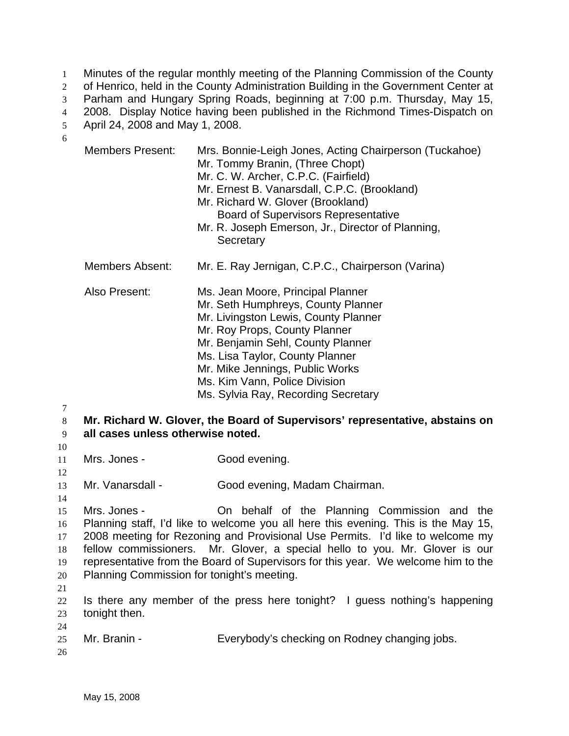Minutes of the regular monthly meeting of the Planning Commission of the County of Henrico, held in the County Administration Building in the Government Center at Parham and Hungary Spring Roads, beginning at 7:00 p.m. Thursday, May 15, 2008. Display Notice having been published in the Richmond Times-Dispatch on April 24, 2008 and May 1, 2008.

| | |
|---|---|
| Members Present: | Mrs. Bonnie-Leigh Jones, Acting Chairperson (Tuckahoe)<br>Mr. Tommy Branin, (Three Chopt)<br>Mr. C. W. Archer, C.P.C. (Fairfield)<br>Mr. Ernest B. Vanarsdall, C.P.C. (Brookland)<br>Mr. Richard W. Glover (Brookland)<br>Board of Supervisors Representative<br>Mr. R. Joseph Emerson, Jr., Director of Planning,<br>Secretary |
| Members Absent: | Mr. E. Ray Jernigan, C.P.C., Chairperson (Varina) |
| Also Present: | Ms. Jean Moore, Principal Planner<br>Mr. Seth Humphreys, County Planner<br>Mr. Livingston Lewis, County Planner<br>Mr. Roy Props, County Planner<br>Mr. Benjamin Sehl, County Planner<br>Ms. Lisa Taylor, County Planner<br>Mr. Mike Jennings, Public Works<br>Ms. Kim Vann, Police Division<br>Ms. Sylvia Ray, Recording Secretary |

**Mr. Richard W. Glover, the Board of Supervisors' representative, abstains on all cases unless otherwise noted.**

Mrs. Jones - Good evening.

Mr. Vanarsdall - Good evening, Madam Chairman.

Mrs. Jones - On behalf of the Planning Commission and the Planning staff, I'd like to welcome you all here this evening. This is the May 15, 2008 meeting for Rezoning and Provisional Use Permits. I'd like to welcome my fellow commissioners. Mr. Glover, a special hello to you. Mr. Glover is our representative from the Board of Supervisors for this year. We welcome him to the Planning Commission for tonight's meeting.

Is there any member of the press here tonight? I guess nothing's happening tonight then.

Mr. Branin - Everybody's checking on Rodney changing jobs.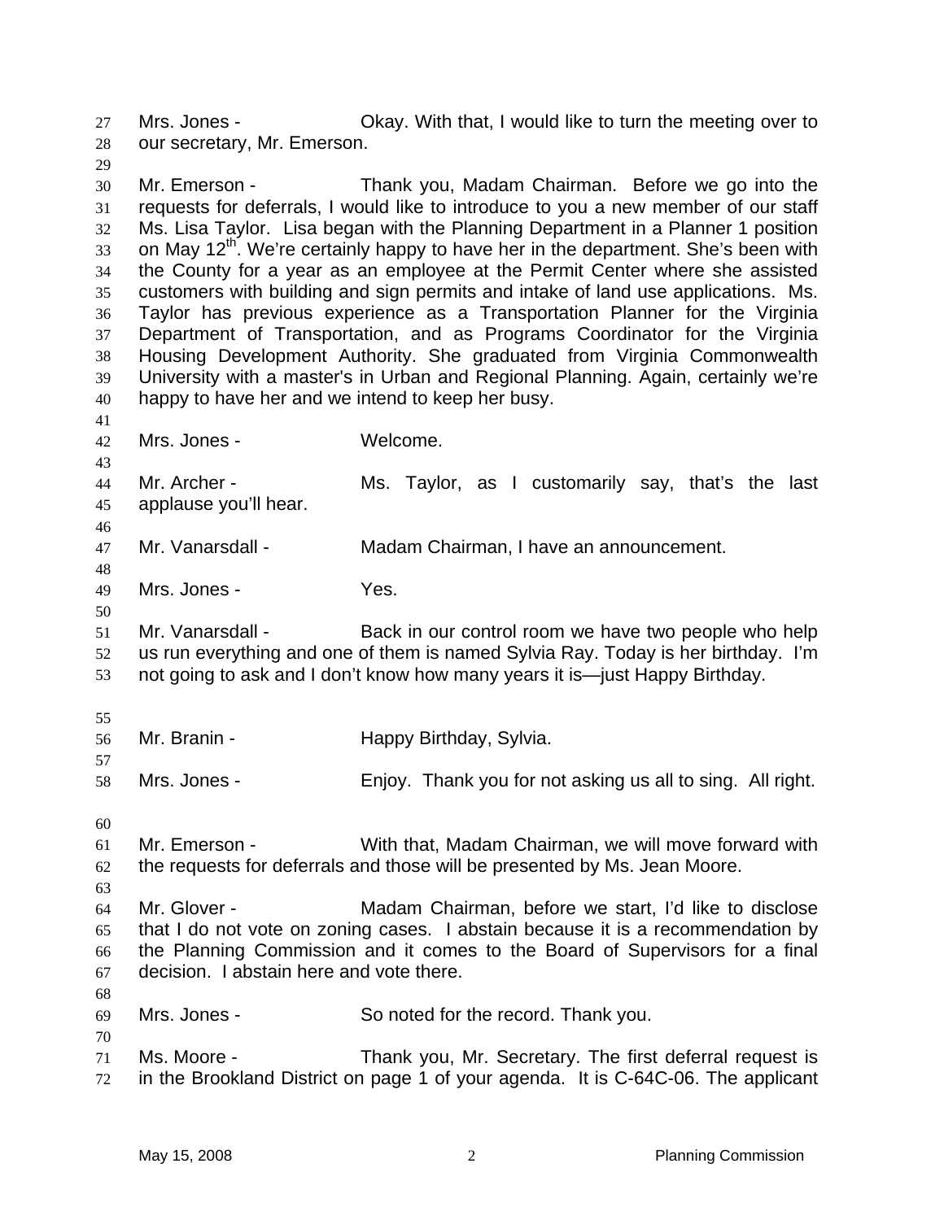Mrs. Jones - Okay. With that, I would like to turn the meeting over to our secretary, Mr. Emerson.

Mr. Emerson - Thank you, Madam Chairman. Before we go into the requests for deferrals, I would like to introduce to you a new member of our staff Ms. Lisa Taylor. Lisa began with the Planning Department in a Planner 1 position on May 12th. We're certainly happy to have her in the department. She's been with the County for a year as an employee at the Permit Center where she assisted customers with building and sign permits and intake of land use applications. Ms. Taylor has previous experience as a Transportation Planner for the Virginia Department of Transportation, and as Programs Coordinator for the Virginia Housing Development Authority. She graduated from Virginia Commonwealth University with a master's in Urban and Regional Planning. Again, certainly we're happy to have her and we intend to keep her busy.

Mrs. Jones - Welcome.

Mr. Archer - Ms. Taylor, as I customarily say, that's the last applause you'll hear.

Mr. Vanarsdall - Madam Chairman, I have an announcement.

Mrs. Jones - Yes.

Mr. Vanarsdall - Back in our control room we have two people who help us run everything and one of them is named Sylvia Ray. Today is her birthday. I'm not going to ask and I don't know how many years it is—just Happy Birthday.

Mr. Branin - Happy Birthday, Sylvia.

Mrs. Jones - Enjoy. Thank you for not asking us all to sing. All right.

Mr. Emerson - With that, Madam Chairman, we will move forward with the requests for deferrals and those will be presented by Ms. Jean Moore.

Mr. Glover - Madam Chairman, before we start, I'd like to disclose that I do not vote on zoning cases. I abstain because it is a recommendation by the Planning Commission and it comes to the Board of Supervisors for a final decision. I abstain here and vote there.

Mrs. Jones - So noted for the record. Thank you.

Ms. Moore - Thank you, Mr. Secretary. The first deferral request is in the Brookland District on page 1 of your agenda. It is C-64C-06. The applicant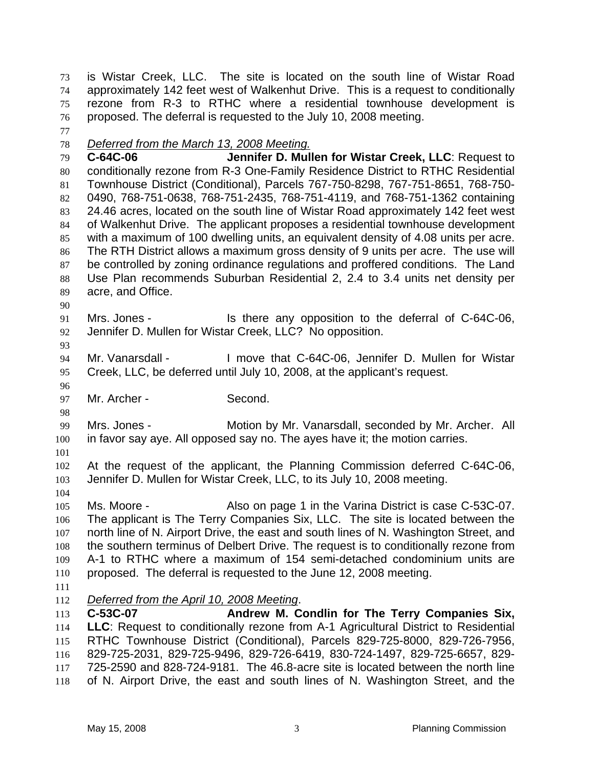is Wistar Creek, LLC. The site is located on the south line of Wistar Road approximately 142 feet west of Walkenhut Drive. This is a request to conditionally rezone from R-3 to RTHC where a residential townhouse development is proposed. The deferral is requested to the July 10, 2008 meeting.

*Deferred from the March 13, 2008 Meeting.*

**C-64C-06 Jennifer D. Mullen for Wistar Creek, LLC**: Request to conditionally rezone from R-3 One-Family Residence District to RTHC Residential Townhouse District (Conditional), Parcels 767-750-8298, 767-751-8651, 768-750-0490, 768-751-0638, 768-751-2435, 768-751-4119, and 768-751-1362 containing 24.46 acres, located on the south line of Wistar Road approximately 142 feet west of Walkenhut Drive. The applicant proposes a residential townhouse development with a maximum of 100 dwelling units, an equivalent density of 4.08 units per acre. The RTH District allows a maximum gross density of 9 units per acre. The use will be controlled by zoning ordinance regulations and proffered conditions. The Land Use Plan recommends Suburban Residential 2, 2.4 to 3.4 units net density per acre, and Office.

Mrs. Jones - Is there any opposition to the deferral of C-64C-06, Jennifer D. Mullen for Wistar Creek, LLC? No opposition.

Mr. Vanarsdall - I move that C-64C-06, Jennifer D. Mullen for Wistar Creek, LLC, be deferred until July 10, 2008, at the applicant's request.

Mr. Archer - Second.

Mrs. Jones - Motion by Mr. Vanarsdall, seconded by Mr. Archer. All in favor say aye. All opposed say no. The ayes have it; the motion carries.

At the request of the applicant, the Planning Commission deferred C-64C-06, Jennifer D. Mullen for Wistar Creek, LLC, to its July 10, 2008 meeting.

Ms. Moore - Also on page 1 in the Varina District is case C-53C-07. The applicant is The Terry Companies Six, LLC. The site is located between the north line of N. Airport Drive, the east and south lines of N. Washington Street, and the southern terminus of Delbert Drive. The request is to conditionally rezone from A-1 to RTHC where a maximum of 154 semi-detached condominium units are proposed. The deferral is requested to the June 12, 2008 meeting.

*Deferred from the April 10, 2008 Meeting*.

**C-53C-07 Andrew M. Condlin for The Terry Companies Six, LLC**: Request to conditionally rezone from A-1 Agricultural District to Residential RTHC Townhouse District (Conditional), Parcels 829-725-8000, 829-726-7956, 829-725-2031, 829-725-9496, 829-726-6419, 830-724-1497, 829-725-6657, 829-725-2590 and 828-724-9181. The 46.8-acre site is located between the north line of N. Airport Drive, the east and south lines of N. Washington Street, and the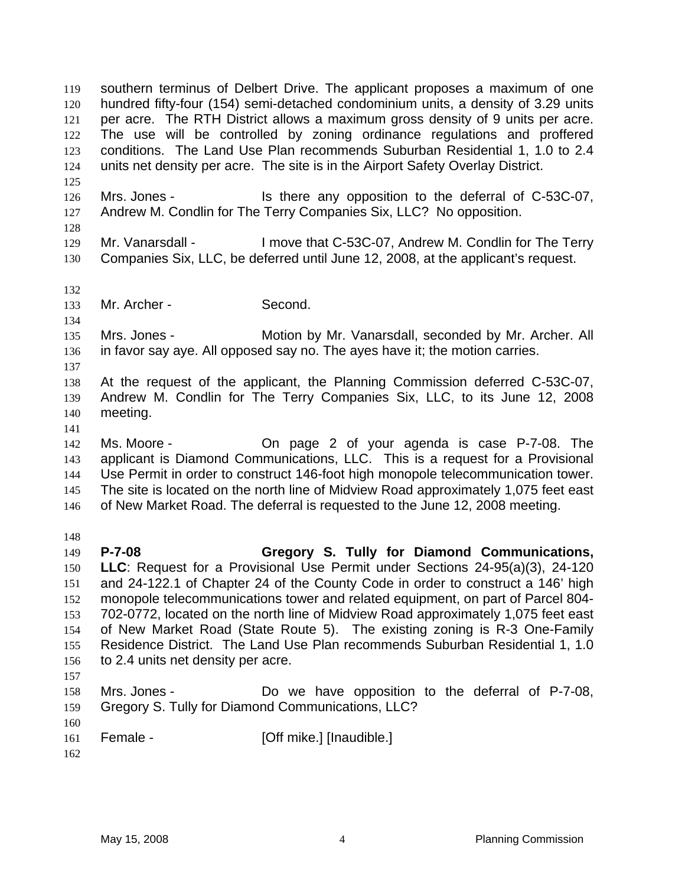southern terminus of Delbert Drive. The applicant proposes a maximum of one hundred fifty-four (154) semi-detached condominium units, a density of 3.29 units per acre. The RTH District allows a maximum gross density of 9 units per acre. The use will be controlled by zoning ordinance regulations and proffered conditions. The Land Use Plan recommends Suburban Residential 1, 1.0 to 2.4 units net density per acre. The site is in the Airport Safety Overlay District.

Mrs. Jones - Is there any opposition to the deferral of C-53C-07, Andrew M. Condlin for The Terry Companies Six, LLC? No opposition.

Mr. Vanarsdall - I move that C-53C-07, Andrew M. Condlin for The Terry Companies Six, LLC, be deferred until June 12, 2008, at the applicant's request.

Mr. Archer - Second.

Mrs. Jones - Motion by Mr. Vanarsdall, seconded by Mr. Archer. All in favor say aye. All opposed say no. The ayes have it; the motion carries.

At the request of the applicant, the Planning Commission deferred C-53C-07, Andrew M. Condlin for The Terry Companies Six, LLC, to its June 12, 2008 meeting.

Ms. Moore - On page 2 of your agenda is case P-7-08. The applicant is Diamond Communications, LLC. This is a request for a Provisional Use Permit in order to construct 146-foot high monopole telecommunication tower. The site is located on the north line of Midview Road approximately 1,075 feet east of New Market Road. The deferral is requested to the June 12, 2008 meeting.

**P-7-08 Gregory S. Tully for Diamond Communications, LLC**: Request for a Provisional Use Permit under Sections 24-95(a)(3), 24-120 and 24-122.1 of Chapter 24 of the County Code in order to construct a 146' high monopole telecommunications tower and related equipment, on part of Parcel 804-702-0772, located on the north line of Midview Road approximately 1,075 feet east of New Market Road (State Route 5). The existing zoning is R-3 One-Family Residence District. The Land Use Plan recommends Suburban Residential 1, 1.0 to 2.4 units net density per acre.

Mrs. Jones - Do we have opposition to the deferral of P-7-08, Gregory S. Tully for Diamond Communications, LLC?

Female - [Off mike.] [Inaudible.]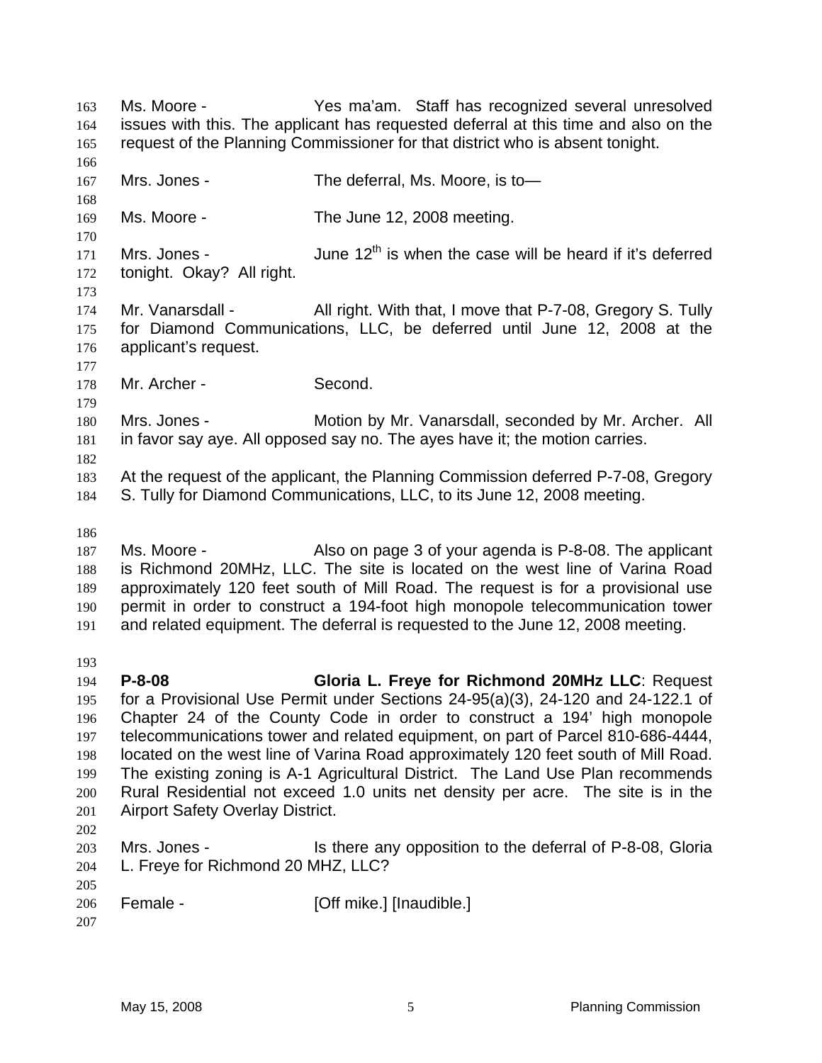Ms. Moore - Yes ma'am. Staff has recognized several unresolved issues with this. The applicant has requested deferral at this time and also on the request of the Planning Commissioner for that district who is absent tonight.

Mrs. Jones - The deferral, Ms. Moore, is to—

Ms. Moore - The June 12, 2008 meeting.

Mrs. Jones - June 12th is when the case will be heard if it's deferred tonight. Okay? All right.

Mr. Vanarsdall - All right. With that, I move that P-7-08, Gregory S. Tully for Diamond Communications, LLC, be deferred until June 12, 2008 at the applicant's request.

Mr. Archer - Second.

Mrs. Jones - Motion by Mr. Vanarsdall, seconded by Mr. Archer. All in favor say aye. All opposed say no. The ayes have it; the motion carries.

At the request of the applicant, the Planning Commission deferred P-7-08, Gregory S. Tully for Diamond Communications, LLC, to its June 12, 2008 meeting.

Ms. Moore - Also on page 3 of your agenda is P-8-08. The applicant is Richmond 20MHz, LLC. The site is located on the west line of Varina Road approximately 120 feet south of Mill Road. The request is for a provisional use permit in order to construct a 194-foot high monopole telecommunication tower and related equipment. The deferral is requested to the June 12, 2008 meeting.

**P-8-08** **Gloria L. Freye for Richmond 20MHz LLC**: Request for a Provisional Use Permit under Sections 24-95(a)(3), 24-120 and 24-122.1 of Chapter 24 of the County Code in order to construct a 194' high monopole telecommunications tower and related equipment, on part of Parcel 810-686-4444, located on the west line of Varina Road approximately 120 feet south of Mill Road. The existing zoning is A-1 Agricultural District. The Land Use Plan recommends Rural Residential not exceed 1.0 units net density per acre. The site is in the Airport Safety Overlay District.

Mrs. Jones - Is there any opposition to the deferral of P-8-08, Gloria L. Freye for Richmond 20 MHZ, LLC?

Female - [Off mike.] [Inaudible.]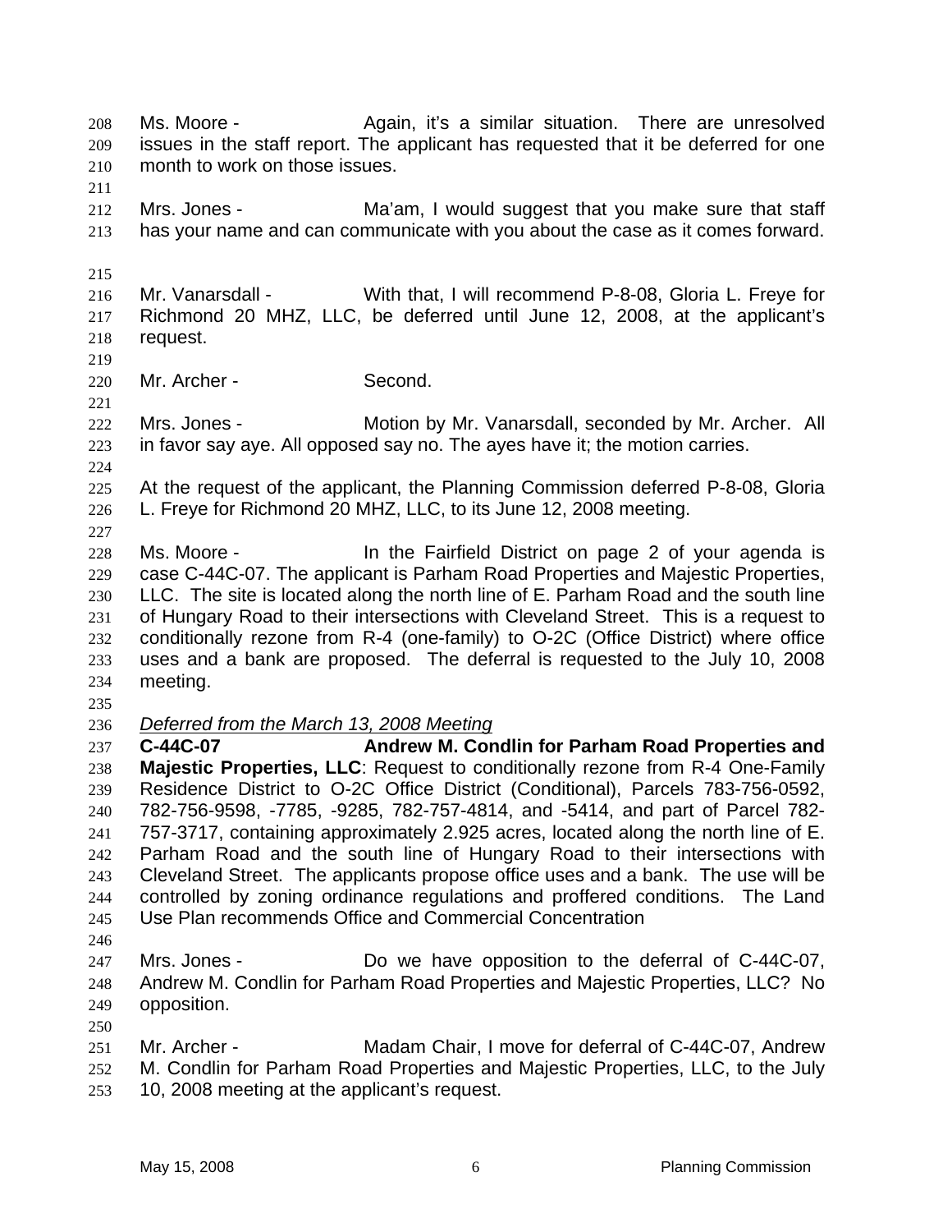Ms. Moore - Again, it's a similar situation. There are unresolved issues in the staff report. The applicant has requested that it be deferred for one month to work on those issues.

Mrs. Jones - Ma'am, I would suggest that you make sure that staff has your name and can communicate with you about the case as it comes forward.

Mr. Vanarsdall - With that, I will recommend P-8-08, Gloria L. Freye for Richmond 20 MHZ, LLC, be deferred until June 12, 2008, at the applicant's request.

Mr. Archer - Second.

Mrs. Jones - Motion by Mr. Vanarsdall, seconded by Mr. Archer. All in favor say aye. All opposed say no. The ayes have it; the motion carries.

At the request of the applicant, the Planning Commission deferred P-8-08, Gloria L. Freye for Richmond 20 MHZ, LLC, to its June 12, 2008 meeting.

Ms. Moore - In the Fairfield District on page 2 of your agenda is case C-44C-07. The applicant is Parham Road Properties and Majestic Properties, LLC. The site is located along the north line of E. Parham Road and the south line of Hungary Road to their intersections with Cleveland Street. This is a request to conditionally rezone from R-4 (one-family) to O-2C (Office District) where office uses and a bank are proposed. The deferral is requested to the July 10, 2008 meeting.

*Deferred from the March 13, 2008 Meeting*

**C-44C-07 Andrew M. Condlin for Parham Road Properties and Majestic Properties, LLC**: Request to conditionally rezone from R-4 One-Family Residence District to O-2C Office District (Conditional), Parcels 783-756-0592, 782-756-9598, -7785, -9285, 782-757-4814, and -5414, and part of Parcel 782-757-3717, containing approximately 2.925 acres, located along the north line of E. Parham Road and the south line of Hungary Road to their intersections with Cleveland Street. The applicants propose office uses and a bank. The use will be controlled by zoning ordinance regulations and proffered conditions. The Land Use Plan recommends Office and Commercial Concentration

Mrs. Jones - Do we have opposition to the deferral of C-44C-07, Andrew M. Condlin for Parham Road Properties and Majestic Properties, LLC? No opposition.

Mr. Archer - Madam Chair, I move for deferral of C-44C-07, Andrew M. Condlin for Parham Road Properties and Majestic Properties, LLC, to the July 10, 2008 meeting at the applicant's request.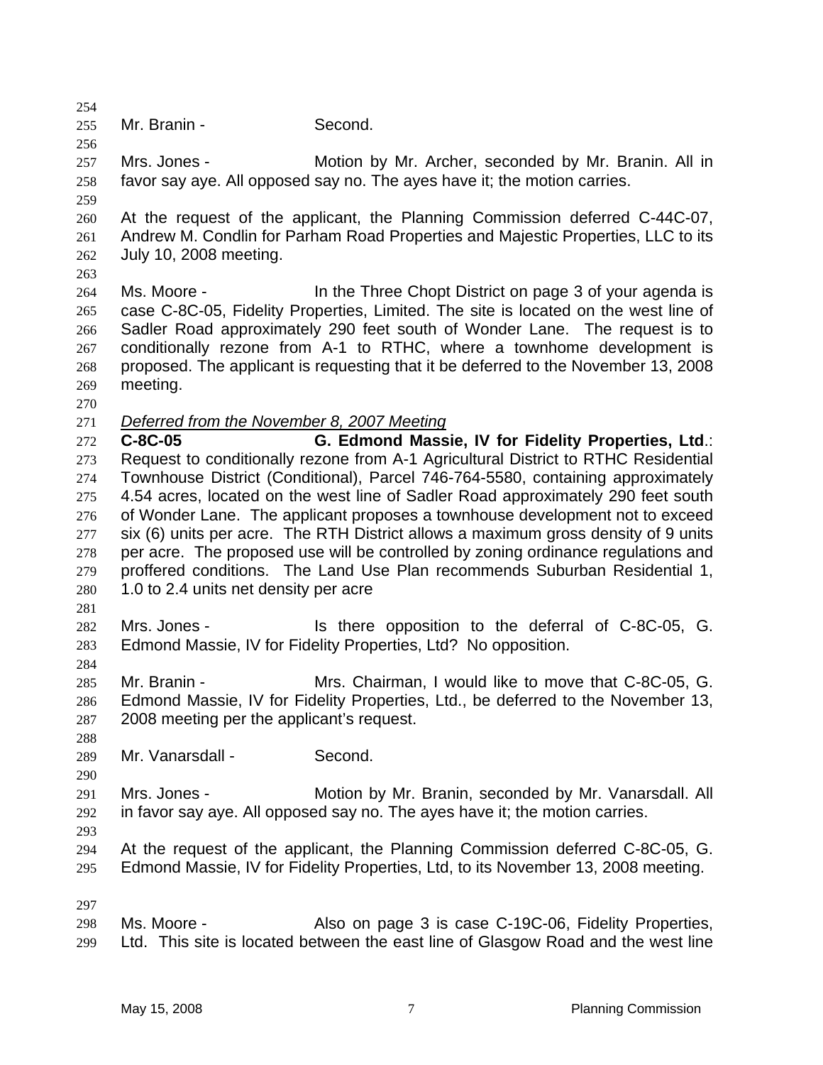Mr. Branin - Second.

Mrs. Jones - Motion by Mr. Archer, seconded by Mr. Branin. All in favor say aye. All opposed say no. The ayes have it; the motion carries.

At the request of the applicant, the Planning Commission deferred C-44C-07, Andrew M. Condlin for Parham Road Properties and Majestic Properties, LLC to its July 10, 2008 meeting.

Ms. Moore - In the Three Chopt District on page 3 of your agenda is case C-8C-05, Fidelity Properties, Limited. The site is located on the west line of Sadler Road approximately 290 feet south of Wonder Lane. The request is to conditionally rezone from A-1 to RTHC, where a townhome development is proposed. The applicant is requesting that it be deferred to the November 13, 2008 meeting.

*Deferred from the November 8, 2007 Meeting*

**C-8C-05 G. Edmond Massie, IV for Fidelity Properties, Ltd**.: Request to conditionally rezone from A-1 Agricultural District to RTHC Residential Townhouse District (Conditional), Parcel 746-764-5580, containing approximately 4.54 acres, located on the west line of Sadler Road approximately 290 feet south of Wonder Lane. The applicant proposes a townhouse development not to exceed six (6) units per acre. The RTH District allows a maximum gross density of 9 units per acre. The proposed use will be controlled by zoning ordinance regulations and proffered conditions. The Land Use Plan recommends Suburban Residential 1, 1.0 to 2.4 units net density per acre

Mrs. Jones - Is there opposition to the deferral of C-8C-05, G. Edmond Massie, IV for Fidelity Properties, Ltd? No opposition.

Mr. Branin - Mrs. Chairman, I would like to move that C-8C-05, G. Edmond Massie, IV for Fidelity Properties, Ltd., be deferred to the November 13, 2008 meeting per the applicant's request.

Mr. Vanarsdall - Second.

Mrs. Jones - Motion by Mr. Branin, seconded by Mr. Vanarsdall. All in favor say aye. All opposed say no. The ayes have it; the motion carries.

At the request of the applicant, the Planning Commission deferred C-8C-05, G. Edmond Massie, IV for Fidelity Properties, Ltd, to its November 13, 2008 meeting.

Ms. Moore - Also on page 3 is case C-19C-06, Fidelity Properties, Ltd. This site is located between the east line of Glasgow Road and the west line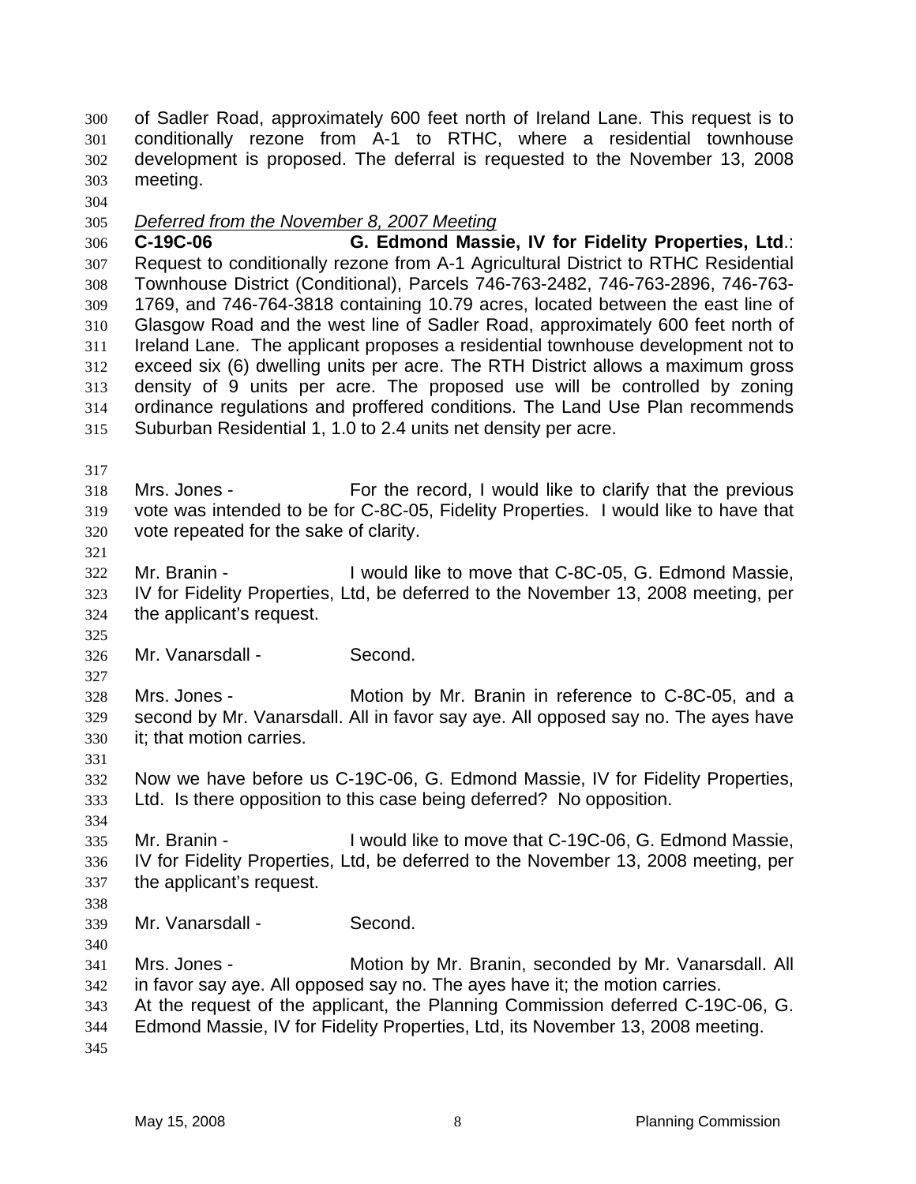of Sadler Road, approximately 600 feet north of Ireland Lane. This request is to conditionally rezone from A-1 to RTHC, where a residential townhouse development is proposed. The deferral is requested to the November 13, 2008 meeting.

*Deferred from the November 8, 2007 Meeting*

**C-19C-06 G. Edmond Massie, IV for Fidelity Properties, Ltd**.: Request to conditionally rezone from A-1 Agricultural District to RTHC Residential Townhouse District (Conditional), Parcels 746-763-2482, 746-763-2896, 746-763-1769, and 746-764-3818 containing 10.79 acres, located between the east line of Glasgow Road and the west line of Sadler Road, approximately 600 feet north of Ireland Lane. The applicant proposes a residential townhouse development not to exceed six (6) dwelling units per acre. The RTH District allows a maximum gross density of 9 units per acre. The proposed use will be controlled by zoning ordinance regulations and proffered conditions. The Land Use Plan recommends Suburban Residential 1, 1.0 to 2.4 units net density per acre.

Mrs. Jones - For the record, I would like to clarify that the previous vote was intended to be for C-8C-05, Fidelity Properties. I would like to have that vote repeated for the sake of clarity.

Mr. Branin - I would like to move that C-8C-05, G. Edmond Massie, IV for Fidelity Properties, Ltd, be deferred to the November 13, 2008 meeting, per the applicant's request.

Mr. Vanarsdall - Second.

Mrs. Jones - Motion by Mr. Branin in reference to C-8C-05, and a second by Mr. Vanarsdall. All in favor say aye. All opposed say no. The ayes have it; that motion carries.

Now we have before us C-19C-06, G. Edmond Massie, IV for Fidelity Properties, Ltd. Is there opposition to this case being deferred? No opposition.

Mr. Branin - I would like to move that C-19C-06, G. Edmond Massie, IV for Fidelity Properties, Ltd, be deferred to the November 13, 2008 meeting, per the applicant's request.

Mr. Vanarsdall - Second.

Mrs. Jones - Motion by Mr. Branin, seconded by Mr. Vanarsdall. All in favor say aye. All opposed say no. The ayes have it; the motion carries.

At the request of the applicant, the Planning Commission deferred C-19C-06, G. Edmond Massie, IV for Fidelity Properties, Ltd, its November 13, 2008 meeting.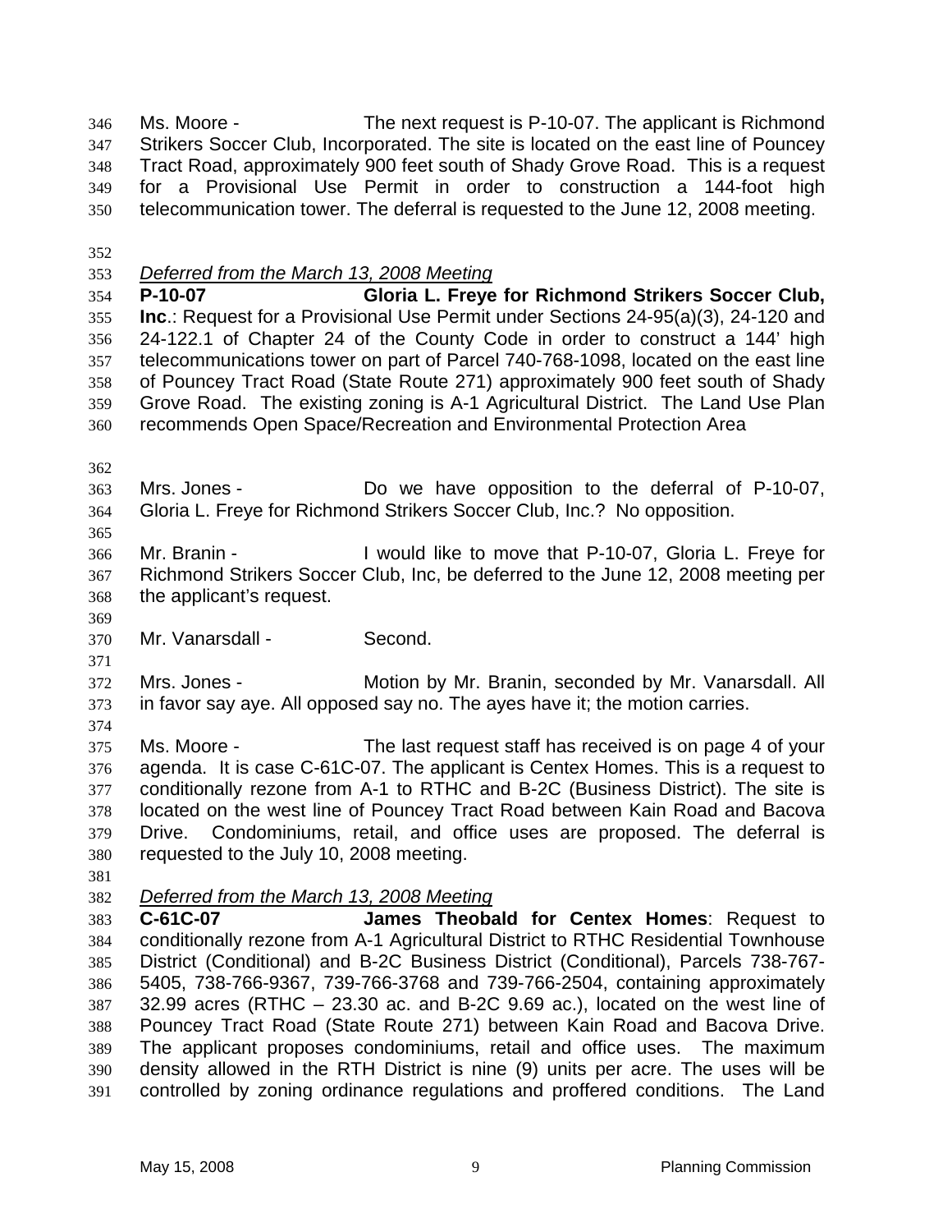Ms. Moore - The next request is P-10-07. The applicant is Richmond Strikers Soccer Club, Incorporated. The site is located on the east line of Pouncey Tract Road, approximately 900 feet south of Shady Grove Road. This is a request for a Provisional Use Permit in order to construction a 144-foot high telecommunication tower. The deferral is requested to the June 12, 2008 meeting.

*Deferred from the March 13, 2008 Meeting*

**P-10-07 Gloria L. Freye for Richmond Strikers Soccer Club, Inc.**: Request for a Provisional Use Permit under Sections 24-95(a)(3), 24-120 and 24-122.1 of Chapter 24 of the County Code in order to construct a 144' high telecommunications tower on part of Parcel 740-768-1098, located on the east line of Pouncey Tract Road (State Route 271) approximately 900 feet south of Shady Grove Road. The existing zoning is A-1 Agricultural District. The Land Use Plan recommends Open Space/Recreation and Environmental Protection Area

Mrs. Jones - Do we have opposition to the deferral of P-10-07, Gloria L. Freye for Richmond Strikers Soccer Club, Inc.? No opposition.

Mr. Branin - I would like to move that P-10-07, Gloria L. Freye for Richmond Strikers Soccer Club, Inc, be deferred to the June 12, 2008 meeting per the applicant's request.

Mr. Vanarsdall - Second.

Mrs. Jones - Motion by Mr. Branin, seconded by Mr. Vanarsdall. All in favor say aye. All opposed say no. The ayes have it; the motion carries.

Ms. Moore - The last request staff has received is on page 4 of your agenda. It is case C-61C-07. The applicant is Centex Homes. This is a request to conditionally rezone from A-1 to RTHC and B-2C (Business District). The site is located on the west line of Pouncey Tract Road between Kain Road and Bacova Drive. Condominiums, retail, and office uses are proposed. The deferral is requested to the July 10, 2008 meeting.

*Deferred from the March 13, 2008 Meeting*

**C-61C-07 James Theobald for Centex Homes**: Request to conditionally rezone from A-1 Agricultural District to RTHC Residential Townhouse District (Conditional) and B-2C Business District (Conditional), Parcels 738-767-5405, 738-766-9367, 739-766-3768 and 739-766-2504, containing approximately 32.99 acres (RTHC – 23.30 ac. and B-2C 9.69 ac.), located on the west line of Pouncey Tract Road (State Route 271) between Kain Road and Bacova Drive. The applicant proposes condominiums, retail and office uses. The maximum density allowed in the RTH District is nine (9) units per acre. The uses will be controlled by zoning ordinance regulations and proffered conditions. The Land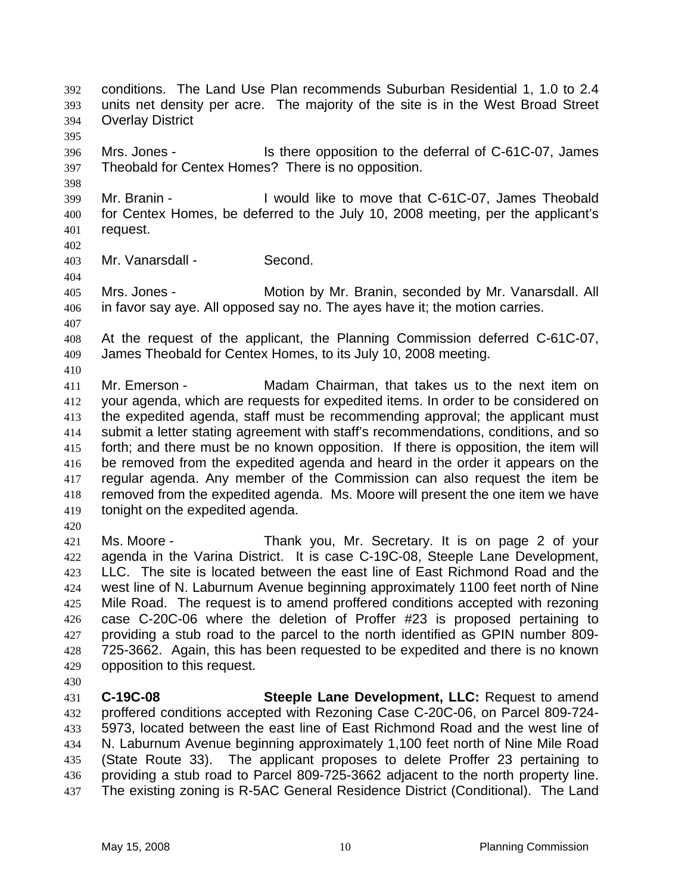conditions. The Land Use Plan recommends Suburban Residential 1, 1.0 to 2.4 units net density per acre. The majority of the site is in the West Broad Street Overlay District

Mrs. Jones - Is there opposition to the deferral of C-61C-07, James Theobald for Centex Homes? There is no opposition.

Mr. Branin - I would like to move that C-61C-07, James Theobald for Centex Homes, be deferred to the July 10, 2008 meeting, per the applicant's request.

Mr. Vanarsdall - Second.

Mrs. Jones - Motion by Mr. Branin, seconded by Mr. Vanarsdall. All in favor say aye. All opposed say no. The ayes have it; the motion carries.

At the request of the applicant, the Planning Commission deferred C-61C-07, James Theobald for Centex Homes, to its July 10, 2008 meeting.

Mr. Emerson - Madam Chairman, that takes us to the next item on your agenda, which are requests for expedited items. In order to be considered on the expedited agenda, staff must be recommending approval; the applicant must submit a letter stating agreement with staff's recommendations, conditions, and so forth; and there must be no known opposition. If there is opposition, the item will be removed from the expedited agenda and heard in the order it appears on the regular agenda. Any member of the Commission can also request the item be removed from the expedited agenda. Ms. Moore will present the one item we have tonight on the expedited agenda.

Ms. Moore - Thank you, Mr. Secretary. It is on page 2 of your agenda in the Varina District. It is case C-19C-08, Steeple Lane Development, LLC. The site is located between the east line of East Richmond Road and the west line of N. Laburnum Avenue beginning approximately 1100 feet north of Nine Mile Road. The request is to amend proffered conditions accepted with rezoning case C-20C-06 where the deletion of Proffer #23 is proposed pertaining to providing a stub road to the parcel to the north identified as GPIN number 809-725-3662. Again, this has been requested to be expedited and there is no known opposition to this request.

**C-19C-08** **Steeple Lane Development, LLC:** Request to amend proffered conditions accepted with Rezoning Case C-20C-06, on Parcel 809-724-5973, located between the east line of East Richmond Road and the west line of N. Laburnum Avenue beginning approximately 1,100 feet north of Nine Mile Road (State Route 33). The applicant proposes to delete Proffer 23 pertaining to providing a stub road to Parcel 809-725-3662 adjacent to the north property line. The existing zoning is R-5AC General Residence District (Conditional). The Land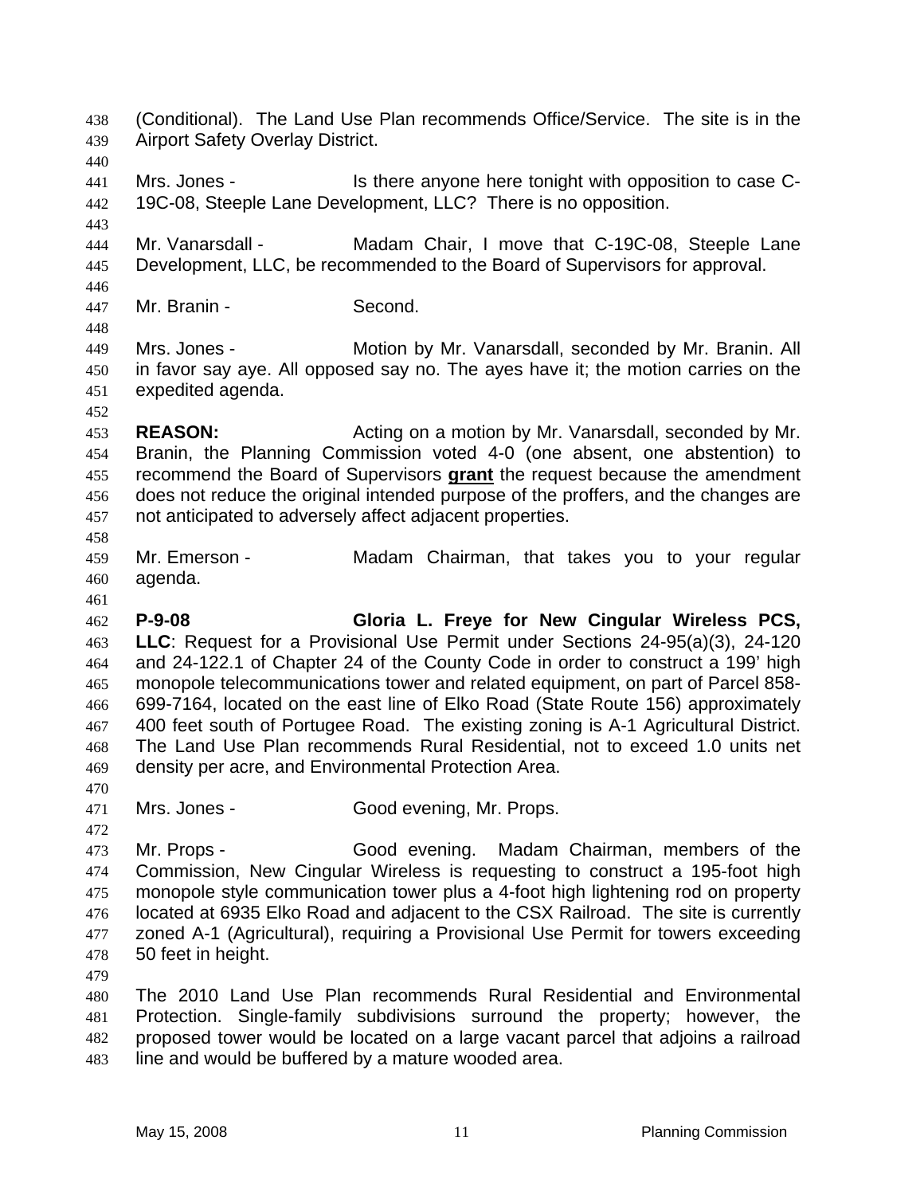(Conditional). The Land Use Plan recommends Office/Service. The site is in the Airport Safety Overlay District.

Mrs. Jones - Is there anyone here tonight with opposition to case C-19C-08, Steeple Lane Development, LLC? There is no opposition.

Mr. Vanarsdall - Madam Chair, I move that C-19C-08, Steeple Lane Development, LLC, be recommended to the Board of Supervisors for approval.

Mr. Branin - Second.

Mrs. Jones - Motion by Mr. Vanarsdall, seconded by Mr. Branin. All in favor say aye. All opposed say no. The ayes have it; the motion carries on the expedited agenda.

**REASON:** Acting on a motion by Mr. Vanarsdall, seconded by Mr. Branin, the Planning Commission voted 4-0 (one absent, one abstention) to recommend the Board of Supervisors **grant** the request because the amendment does not reduce the original intended purpose of the proffers, and the changes are not anticipated to adversely affect adjacent properties.

Mr. Emerson - Madam Chairman, that takes you to your regular agenda.

**P-9-08 Gloria L. Freye for New Cingular Wireless PCS, LLC**: Request for a Provisional Use Permit under Sections 24-95(a)(3), 24-120 and 24-122.1 of Chapter 24 of the County Code in order to construct a 199' high monopole telecommunications tower and related equipment, on part of Parcel 858-699-7164, located on the east line of Elko Road (State Route 156) approximately 400 feet south of Portugee Road. The existing zoning is A-1 Agricultural District. The Land Use Plan recommends Rural Residential, not to exceed 1.0 units net density per acre, and Environmental Protection Area.

Mrs. Jones - Good evening, Mr. Props.

Mr. Props - Good evening. Madam Chairman, members of the Commission, New Cingular Wireless is requesting to construct a 195-foot high monopole style communication tower plus a 4-foot high lightening rod on property located at 6935 Elko Road and adjacent to the CSX Railroad. The site is currently zoned A-1 (Agricultural), requiring a Provisional Use Permit for towers exceeding 50 feet in height.

The 2010 Land Use Plan recommends Rural Residential and Environmental Protection. Single-family subdivisions surround the property; however, the proposed tower would be located on a large vacant parcel that adjoins a railroad line and would be buffered by a mature wooded area.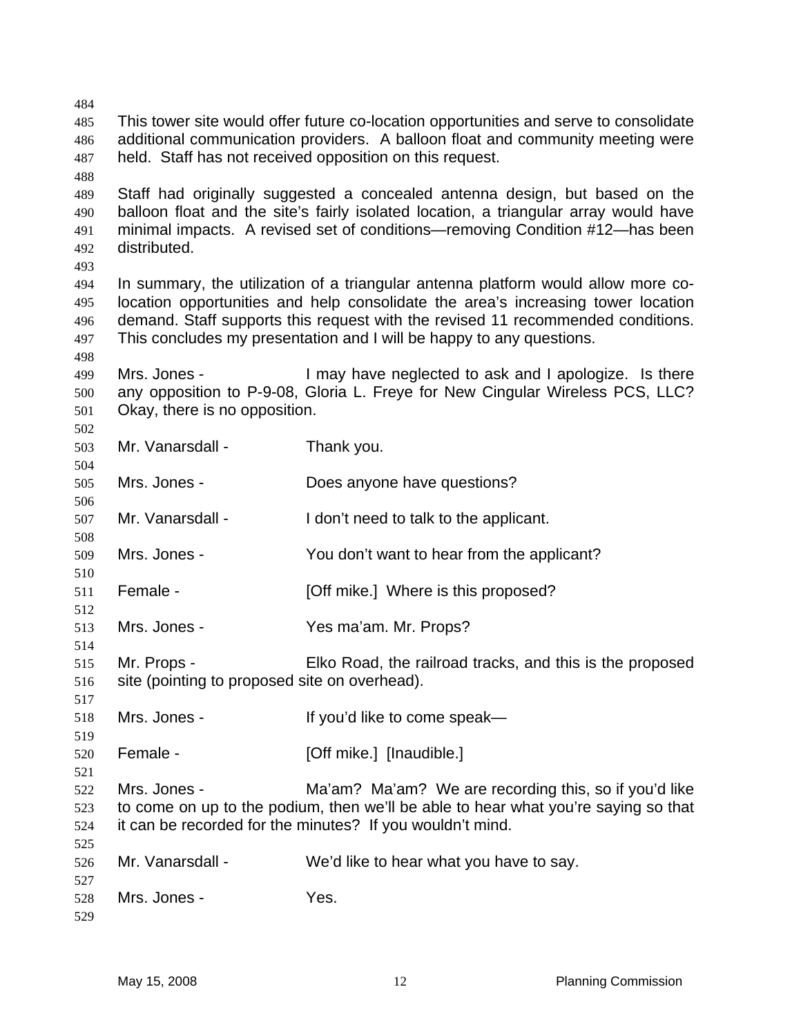This tower site would offer future co-location opportunities and serve to consolidate additional communication providers. A balloon float and community meeting were held. Staff has not received opposition on this request.

Staff had originally suggested a concealed antenna design, but based on the balloon float and the site's fairly isolated location, a triangular array would have minimal impacts. A revised set of conditions—removing Condition #12—has been distributed.

In summary, the utilization of a triangular antenna platform would allow more co-location opportunities and help consolidate the area's increasing tower location demand. Staff supports this request with the revised 11 recommended conditions. This concludes my presentation and I will be happy to any questions.

Mrs. Jones - I may have neglected to ask and I apologize. Is there any opposition to P-9-08, Gloria L. Freye for New Cingular Wireless PCS, LLC? Okay, there is no opposition.

Mr. Vanarsdall - Thank you.

Mrs. Jones - Does anyone have questions?

Mr. Vanarsdall - I don't need to talk to the applicant.

Mrs. Jones - You don't want to hear from the applicant?

Female - [Off mike.] Where is this proposed?

Mrs. Jones - Yes ma'am. Mr. Props?

Mr. Props - Elko Road, the railroad tracks, and this is the proposed site (pointing to proposed site on overhead).

Mrs. Jones - If you'd like to come speak—

Female - [Off mike.] [Inaudible.]

Mrs. Jones - Ma'am? Ma'am? We are recording this, so if you'd like to come on up to the podium, then we'll be able to hear what you're saying so that it can be recorded for the minutes? If you wouldn't mind.

Mr. Vanarsdall - We'd like to hear what you have to say.

Mrs. Jones - Yes.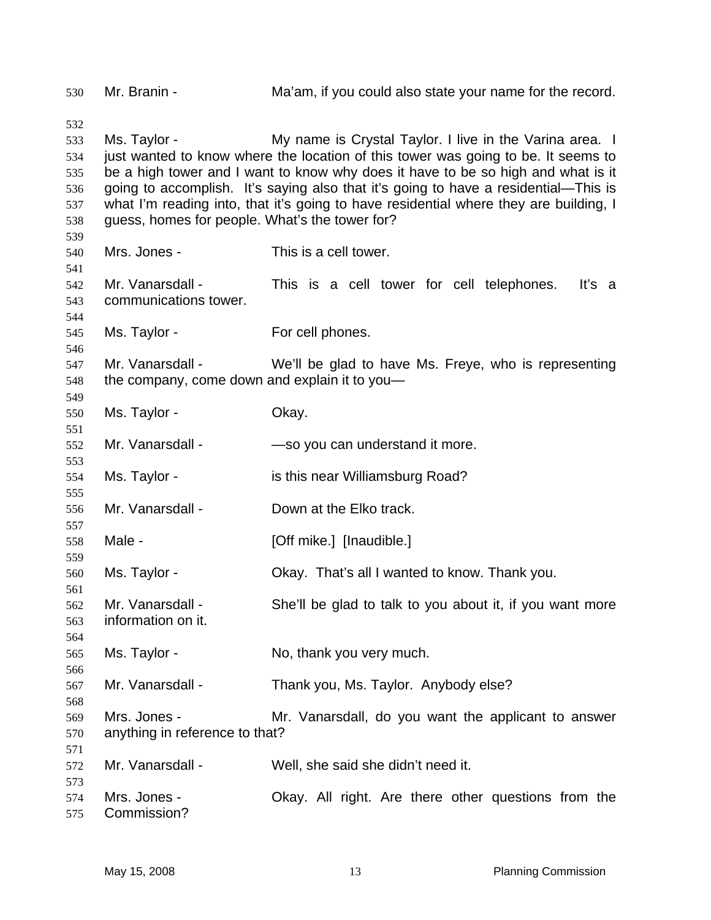530 Mr. Branin - Ma'am, if you could also state your name for the record.

532

533 Ms. Taylor - My name is Crystal Taylor. I live in the Varina area. I
534 just wanted to know where the location of this tower was going to be. It seems to
535 be a high tower and I want to know why does it have to be so high and what is it
536 going to accomplish. It's saying also that it's going to have a residential—This is
537 what I'm reading into, that it's going to have residential where they are building, I
538 guess, homes for people. What's the tower for?

539

540 Mrs. Jones - This is a cell tower.

541

542 Mr. Vanarsdall - This is a cell tower for cell telephones. It's a
543 communications tower.

544

545 Ms. Taylor - For cell phones.

546

547 Mr. Vanarsdall - We'll be glad to have Ms. Freye, who is representing
548 the company, come down and explain it to you—

549

550 Ms. Taylor - Okay.

551

552 Mr. Vanarsdall - —so you can understand it more.

553

554 Ms. Taylor - is this near Williamsburg Road?

555

556 Mr. Vanarsdall - Down at the Elko track.

557

558 Male - [Off mike.] [Inaudible.]

559

560 Ms. Taylor - Okay. That's all I wanted to know. Thank you.

561

562 Mr. Vanarsdall - She'll be glad to talk to you about it, if you want more
563 information on it.

564

565 Ms. Taylor - No, thank you very much.

566

567 Mr. Vanarsdall - Thank you, Ms. Taylor. Anybody else?

568

569 Mrs. Jones - Mr. Vanarsdall, do you want the applicant to answer
570 anything in reference to that?

571

572 Mr. Vanarsdall - Well, she said she didn't need it.

573

574 Mrs. Jones - Okay. All right. Are there other questions from the
575 Commission?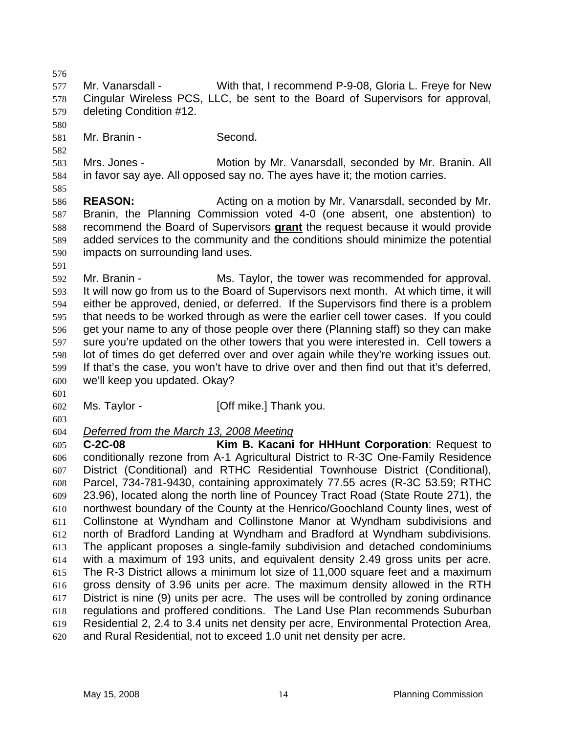Mr. Vanarsdall - With that, I recommend P-9-08, Gloria L. Freye for New Cingular Wireless PCS, LLC, be sent to the Board of Supervisors for approval, deleting Condition #12.

Mr. Branin - Second.

Mrs. Jones - Motion by Mr. Vanarsdall, seconded by Mr. Branin. All in favor say aye. All opposed say no. The ayes have it; the motion carries.

**REASON:** Acting on a motion by Mr. Vanarsdall, seconded by Mr. Branin, the Planning Commission voted 4-0 (one absent, one abstention) to recommend the Board of Supervisors **grant** the request because it would provide added services to the community and the conditions should minimize the potential impacts on surrounding land uses.

Mr. Branin - Ms. Taylor, the tower was recommended for approval. It will now go from us to the Board of Supervisors next month. At which time, it will either be approved, denied, or deferred. If the Supervisors find there is a problem that needs to be worked through as were the earlier cell tower cases. If you could get your name to any of those people over there (Planning staff) so they can make sure you're updated on the other towers that you were interested in. Cell towers a lot of times do get deferred over and over again while they're working issues out. If that's the case, you won't have to drive over and then find out that it's deferred, we'll keep you updated. Okay?

Ms. Taylor - [Off mike.] Thank you.

*Deferred from the March 13, 2008 Meeting*

**C-2C-08 Kim B. Kacani for HHHunt Corporation**: Request to conditionally rezone from A-1 Agricultural District to R-3C One-Family Residence District (Conditional) and RTHC Residential Townhouse District (Conditional), Parcel, 734-781-9430, containing approximately 77.55 acres (R-3C 53.59; RTHC 23.96), located along the north line of Pouncey Tract Road (State Route 271), the northwest boundary of the County at the Henrico/Goochland County lines, west of Collinstone at Wyndham and Collinstone Manor at Wyndham subdivisions and north of Bradford Landing at Wyndham and Bradford at Wyndham subdivisions. The applicant proposes a single-family subdivision and detached condominiums with a maximum of 193 units, and equivalent density 2.49 gross units per acre. The R-3 District allows a minimum lot size of 11,000 square feet and a maximum gross density of 3.96 units per acre. The maximum density allowed in the RTH District is nine (9) units per acre. The uses will be controlled by zoning ordinance regulations and proffered conditions. The Land Use Plan recommends Suburban Residential 2, 2.4 to 3.4 units net density per acre, Environmental Protection Area, and Rural Residential, not to exceed 1.0 unit net density per acre.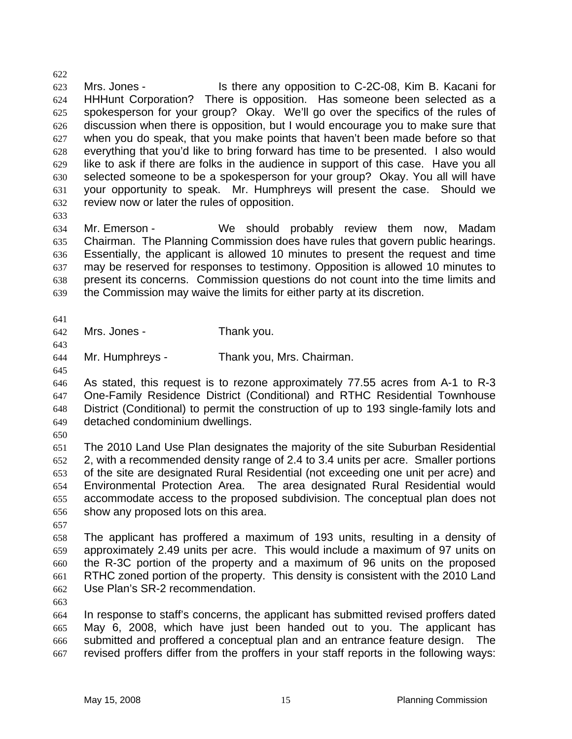Mrs. Jones - Is there any opposition to C-2C-08, Kim B. Kacani for HHHunt Corporation? There is opposition. Has someone been selected as a spokesperson for your group? Okay. We'll go over the specifics of the rules of discussion when there is opposition, but I would encourage you to make sure that when you do speak, that you make points that haven't been made before so that everything that you'd like to bring forward has time to be presented. I also would like to ask if there are folks in the audience in support of this case. Have you all selected someone to be a spokesperson for your group? Okay. You all will have your opportunity to speak. Mr. Humphreys will present the case. Should we review now or later the rules of opposition.

Mr. Emerson - We should probably review them now, Madam Chairman. The Planning Commission does have rules that govern public hearings. Essentially, the applicant is allowed 10 minutes to present the request and time may be reserved for responses to testimony. Opposition is allowed 10 minutes to present its concerns. Commission questions do not count into the time limits and the Commission may waive the limits for either party at its discretion.

Mrs. Jones - Thank you.

Mr. Humphreys - Thank you, Mrs. Chairman.

As stated, this request is to rezone approximately 77.55 acres from A-1 to R-3 One-Family Residence District (Conditional) and RTHC Residential Townhouse District (Conditional) to permit the construction of up to 193 single-family lots and detached condominium dwellings.

The 2010 Land Use Plan designates the majority of the site Suburban Residential 2, with a recommended density range of 2.4 to 3.4 units per acre. Smaller portions of the site are designated Rural Residential (not exceeding one unit per acre) and Environmental Protection Area. The area designated Rural Residential would accommodate access to the proposed subdivision. The conceptual plan does not show any proposed lots on this area.

The applicant has proffered a maximum of 193 units, resulting in a density of approximately 2.49 units per acre. This would include a maximum of 97 units on the R-3C portion of the property and a maximum of 96 units on the proposed RTHC zoned portion of the property. This density is consistent with the 2010 Land Use Plan's SR-2 recommendation.

In response to staff's concerns, the applicant has submitted revised proffers dated May 6, 2008, which have just been handed out to you. The applicant has submitted and proffered a conceptual plan and an entrance feature design. The revised proffers differ from the proffers in your staff reports in the following ways: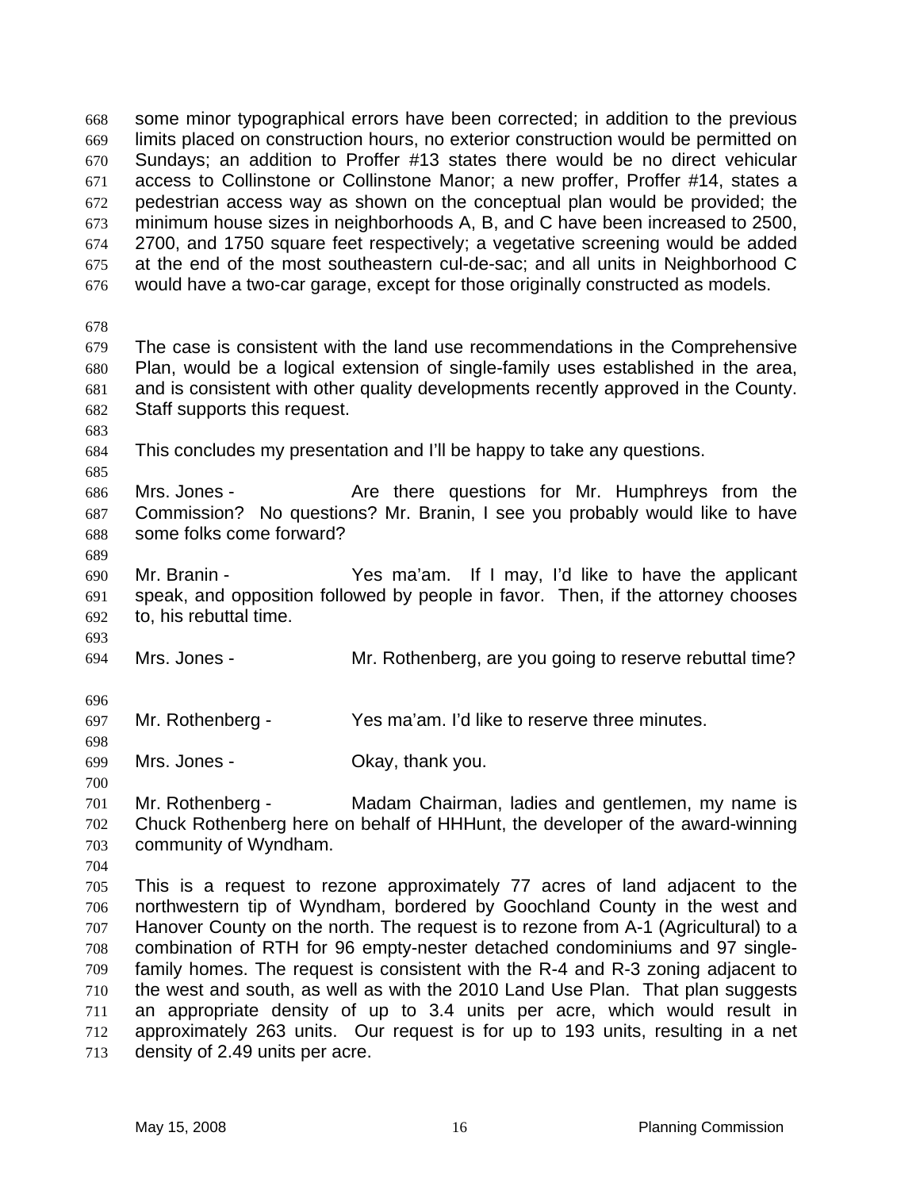some minor typographical errors have been corrected; in addition to the previous limits placed on construction hours, no exterior construction would be permitted on Sundays; an addition to Proffer #13 states there would be no direct vehicular access to Collinstone or Collinstone Manor; a new proffer, Proffer #14, states a pedestrian access way as shown on the conceptual plan would be provided; the minimum house sizes in neighborhoods A, B, and C have been increased to 2500, 2700, and 1750 square feet respectively; a vegetative screening would be added at the end of the most southeastern cul-de-sac; and all units in Neighborhood C would have a two-car garage, except for those originally constructed as models.

The case is consistent with the land use recommendations in the Comprehensive Plan, would be a logical extension of single-family uses established in the area, and is consistent with other quality developments recently approved in the County. Staff supports this request.

This concludes my presentation and I'll be happy to take any questions.

Mrs. Jones - Are there questions for Mr. Humphreys from the Commission? No questions? Mr. Branin, I see you probably would like to have some folks come forward?

Mr. Branin - Yes ma'am. If I may, I'd like to have the applicant speak, and opposition followed by people in favor. Then, if the attorney chooses to, his rebuttal time.

Mrs. Jones - Mr. Rothenberg, are you going to reserve rebuttal time?

Mr. Rothenberg - Yes ma'am. I'd like to reserve three minutes.

Mrs. Jones - Okay, thank you.

Mr. Rothenberg - Madam Chairman, ladies and gentlemen, my name is Chuck Rothenberg here on behalf of HHHunt, the developer of the award-winning community of Wyndham.

This is a request to rezone approximately 77 acres of land adjacent to the northwestern tip of Wyndham, bordered by Goochland County in the west and Hanover County on the north. The request is to rezone from A-1 (Agricultural) to a combination of RTH for 96 empty-nester detached condominiums and 97 single-family homes. The request is consistent with the R-4 and R-3 zoning adjacent to the west and south, as well as with the 2010 Land Use Plan. That plan suggests an appropriate density of up to 3.4 units per acre, which would result in approximately 263 units. Our request is for up to 193 units, resulting in a net density of 2.49 units per acre.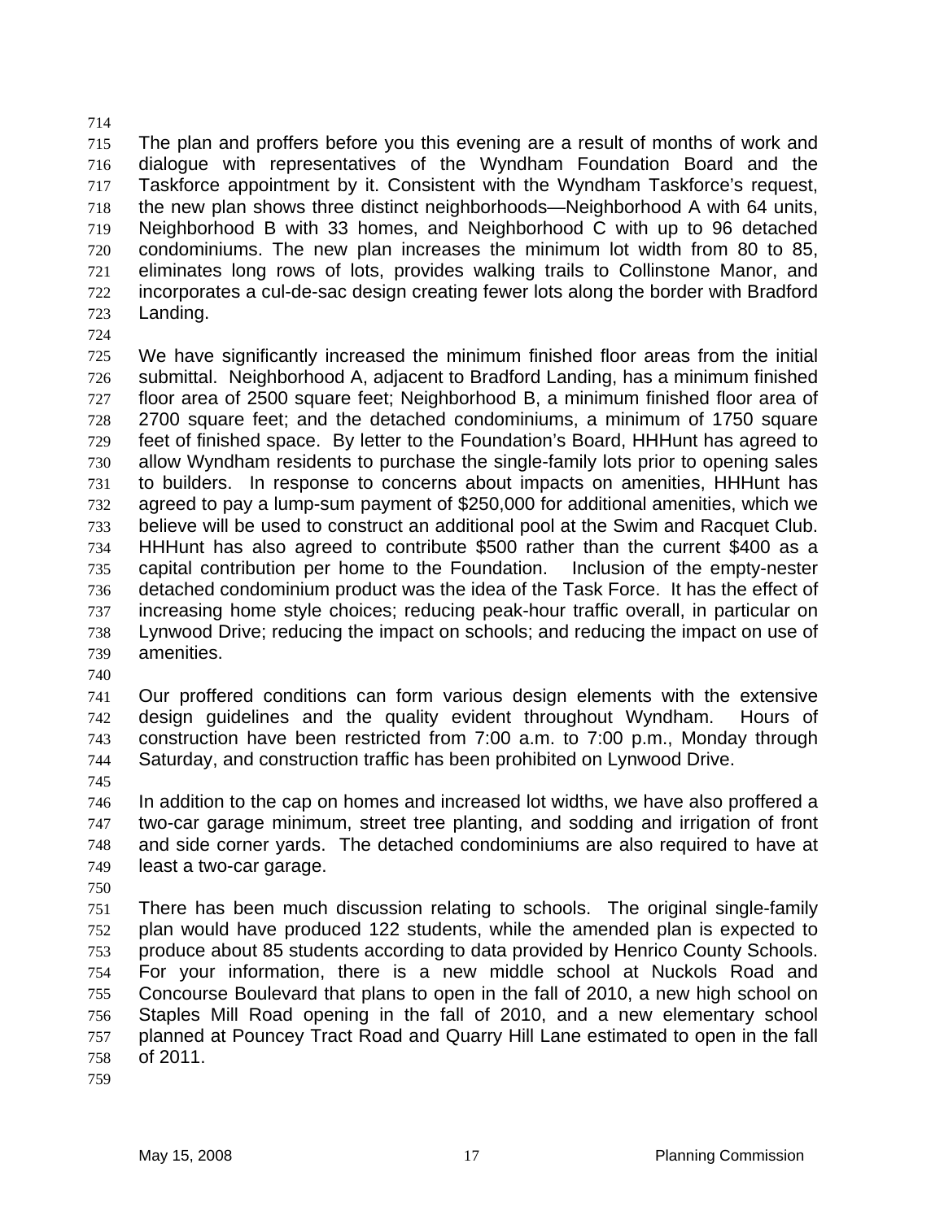The plan and proffers before you this evening are a result of months of work and dialogue with representatives of the Wyndham Foundation Board and the Taskforce appointment by it. Consistent with the Wyndham Taskforce's request, the new plan shows three distinct neighborhoods—Neighborhood A with 64 units, Neighborhood B with 33 homes, and Neighborhood C with up to 96 detached condominiums. The new plan increases the minimum lot width from 80 to 85, eliminates long rows of lots, provides walking trails to Collinstone Manor, and incorporates a cul-de-sac design creating fewer lots along the border with Bradford Landing.

We have significantly increased the minimum finished floor areas from the initial submittal. Neighborhood A, adjacent to Bradford Landing, has a minimum finished floor area of 2500 square feet; Neighborhood B, a minimum finished floor area of 2700 square feet; and the detached condominiums, a minimum of 1750 square feet of finished space. By letter to the Foundation's Board, HHHunt has agreed to allow Wyndham residents to purchase the single-family lots prior to opening sales to builders. In response to concerns about impacts on amenities, HHHunt has agreed to pay a lump-sum payment of $250,000 for additional amenities, which we believe will be used to construct an additional pool at the Swim and Racquet Club. HHHunt has also agreed to contribute $500 rather than the current $400 as a capital contribution per home to the Foundation. Inclusion of the empty-nester detached condominium product was the idea of the Task Force. It has the effect of increasing home style choices; reducing peak-hour traffic overall, in particular on Lynwood Drive; reducing the impact on schools; and reducing the impact on use of amenities.

Our proffered conditions can form various design elements with the extensive design guidelines and the quality evident throughout Wyndham. Hours of construction have been restricted from 7:00 a.m. to 7:00 p.m., Monday through Saturday, and construction traffic has been prohibited on Lynwood Drive.

In addition to the cap on homes and increased lot widths, we have also proffered a two-car garage minimum, street tree planting, and sodding and irrigation of front and side corner yards. The detached condominiums are also required to have at least a two-car garage.

There has been much discussion relating to schools. The original single-family plan would have produced 122 students, while the amended plan is expected to produce about 85 students according to data provided by Henrico County Schools. For your information, there is a new middle school at Nuckols Road and Concourse Boulevard that plans to open in the fall of 2010, a new high school on Staples Mill Road opening in the fall of 2010, and a new elementary school planned at Pouncey Tract Road and Quarry Hill Lane estimated to open in the fall of 2011.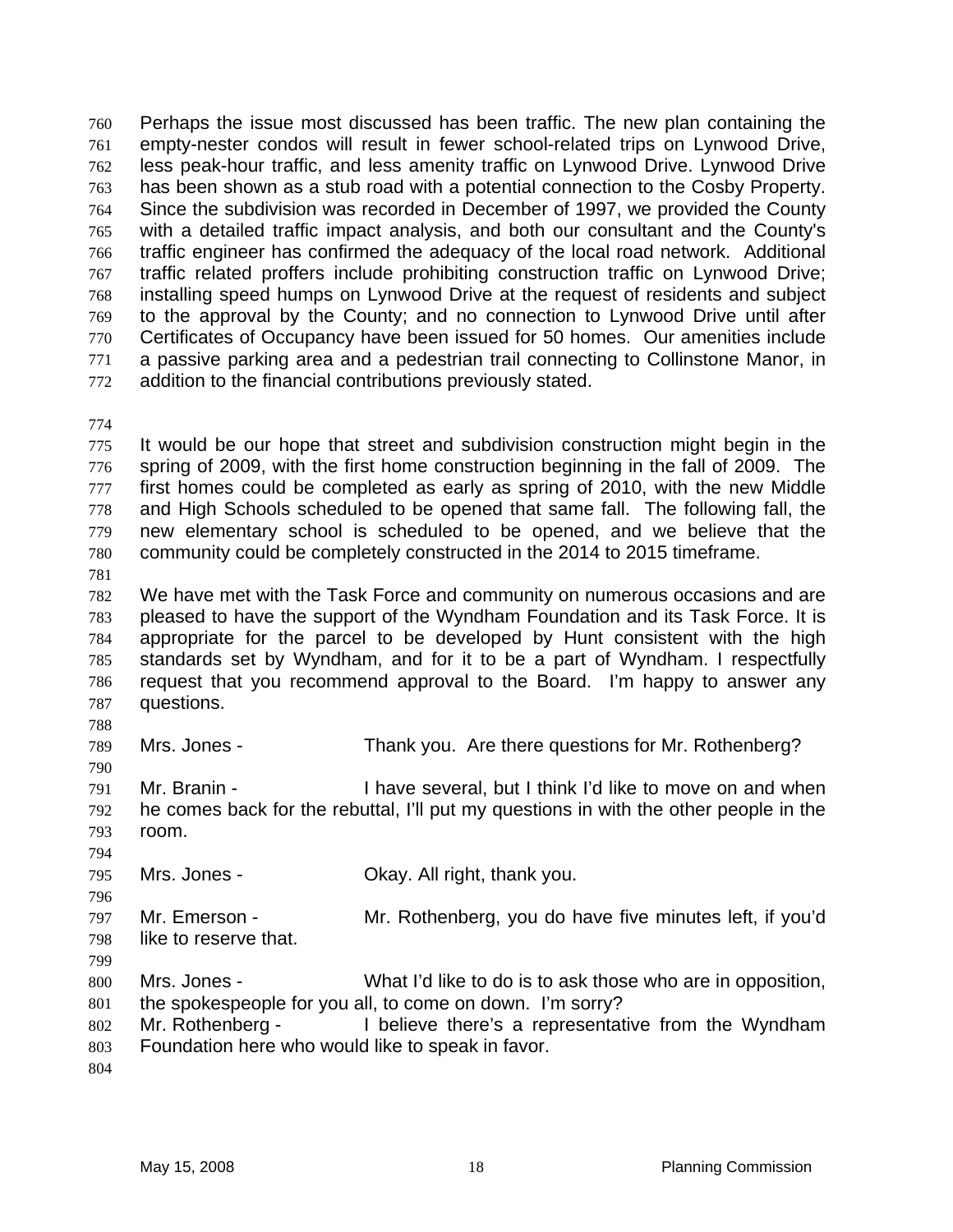Perhaps the issue most discussed has been traffic. The new plan containing the empty-nester condos will result in fewer school-related trips on Lynwood Drive, less peak-hour traffic, and less amenity traffic on Lynwood Drive. Lynwood Drive has been shown as a stub road with a potential connection to the Cosby Property. Since the subdivision was recorded in December of 1997, we provided the County with a detailed traffic impact analysis, and both our consultant and the County's traffic engineer has confirmed the adequacy of the local road network. Additional traffic related proffers include prohibiting construction traffic on Lynwood Drive; installing speed humps on Lynwood Drive at the request of residents and subject to the approval by the County; and no connection to Lynwood Drive until after Certificates of Occupancy have been issued for 50 homes. Our amenities include a passive parking area and a pedestrian trail connecting to Collinstone Manor, in addition to the financial contributions previously stated.

It would be our hope that street and subdivision construction might begin in the spring of 2009, with the first home construction beginning in the fall of 2009. The first homes could be completed as early as spring of 2010, with the new Middle and High Schools scheduled to be opened that same fall. The following fall, the new elementary school is scheduled to be opened, and we believe that the community could be completely constructed in the 2014 to 2015 timeframe.

We have met with the Task Force and community on numerous occasions and are pleased to have the support of the Wyndham Foundation and its Task Force. It is appropriate for the parcel to be developed by Hunt consistent with the high standards set by Wyndham, and for it to be a part of Wyndham. I respectfully request that you recommend approval to the Board. I'm happy to answer any questions.

Mrs. Jones - Thank you. Are there questions for Mr. Rothenberg?

Mr. Branin - I have several, but I think I'd like to move on and when he comes back for the rebuttal, I'll put my questions in with the other people in the room.

Mrs. Jones - Okay. All right, thank you.

Mr. Emerson - Mr. Rothenberg, you do have five minutes left, if you'd like to reserve that.

Mrs. Jones - What I'd like to do is to ask those who are in opposition, the spokespeople for you all, to come on down. I'm sorry?

Mr. Rothenberg - I believe there's a representative from the Wyndham Foundation here who would like to speak in favor.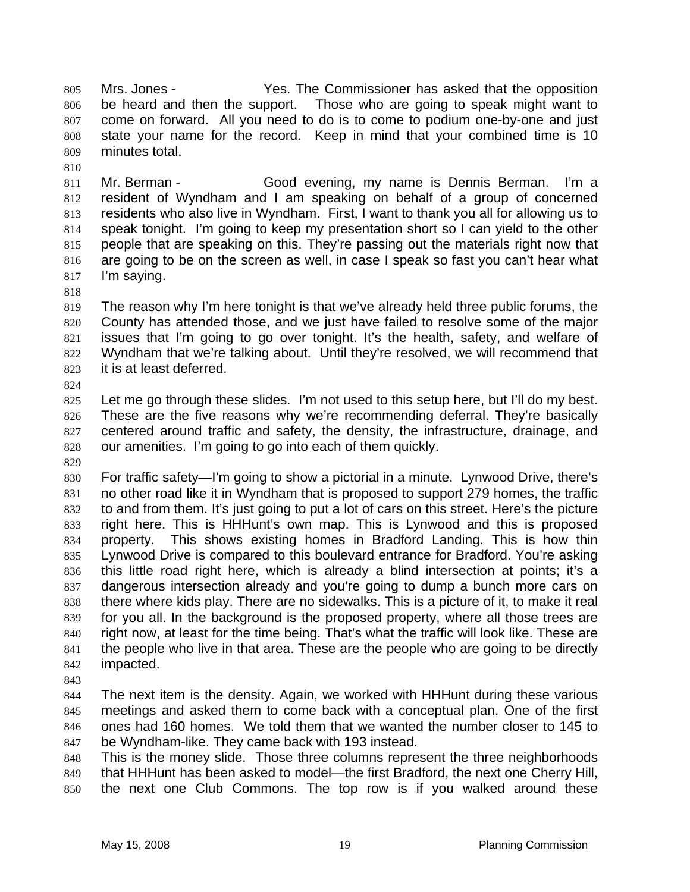Mrs. Jones - Yes. The Commissioner has asked that the opposition be heard and then the support. Those who are going to speak might want to come on forward. All you need to do is to come to podium one-by-one and just state your name for the record. Keep in mind that your combined time is 10 minutes total.

Mr. Berman - Good evening, my name is Dennis Berman. I'm a resident of Wyndham and I am speaking on behalf of a group of concerned residents who also live in Wyndham. First, I want to thank you all for allowing us to speak tonight. I'm going to keep my presentation short so I can yield to the other people that are speaking on this. They're passing out the materials right now that are going to be on the screen as well, in case I speak so fast you can't hear what I'm saying.

The reason why I'm here tonight is that we've already held three public forums, the County has attended those, and we just have failed to resolve some of the major issues that I'm going to go over tonight. It's the health, safety, and welfare of Wyndham that we're talking about. Until they're resolved, we will recommend that it is at least deferred.

Let me go through these slides. I'm not used to this setup here, but I'll do my best. These are the five reasons why we're recommending deferral. They're basically centered around traffic and safety, the density, the infrastructure, drainage, and our amenities. I'm going to go into each of them quickly.

For traffic safety—I'm going to show a pictorial in a minute. Lynwood Drive, there's no other road like it in Wyndham that is proposed to support 279 homes, the traffic to and from them. It's just going to put a lot of cars on this street. Here's the picture right here. This is HHHunt's own map. This is Lynwood and this is proposed property. This shows existing homes in Bradford Landing. This is how thin Lynwood Drive is compared to this boulevard entrance for Bradford. You're asking this little road right here, which is already a blind intersection at points; it's a dangerous intersection already and you're going to dump a bunch more cars on there where kids play. There are no sidewalks. This is a picture of it, to make it real for you all. In the background is the proposed property, where all those trees are right now, at least for the time being. That's what the traffic will look like. These are the people who live in that area. These are the people who are going to be directly impacted.

The next item is the density. Again, we worked with HHHunt during these various meetings and asked them to come back with a conceptual plan. One of the first ones had 160 homes. We told them that we wanted the number closer to 145 to be Wyndham-like. They came back with 193 instead.
This is the money slide. Those three columns represent the three neighborhoods that HHHunt has been asked to model—the first Bradford, the next one Cherry Hill, the next one Club Commons. The top row is if you walked around these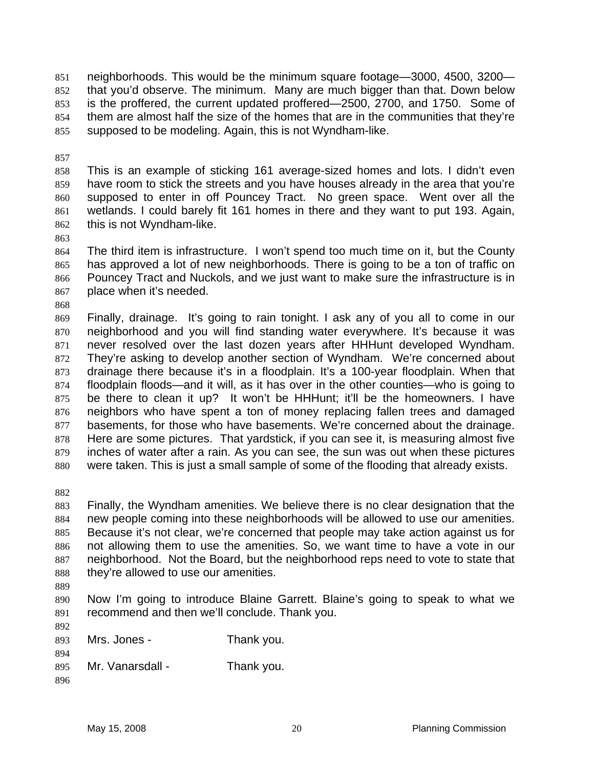neighborhoods. This would be the minimum square footage—3000, 4500, 3200—that you'd observe. The minimum. Many are much bigger than that. Down below is the proffered, the current updated proffered—2500, 2700, and 1750. Some of them are almost half the size of the homes that are in the communities that they're supposed to be modeling. Again, this is not Wyndham-like.

This is an example of sticking 161 average-sized homes and lots. I didn't even have room to stick the streets and you have houses already in the area that you're supposed to enter in off Pouncey Tract. No green space. Went over all the wetlands. I could barely fit 161 homes in there and they want to put 193. Again, this is not Wyndham-like.

The third item is infrastructure. I won't spend too much time on it, but the County has approved a lot of new neighborhoods. There is going to be a ton of traffic on Pouncey Tract and Nuckols, and we just want to make sure the infrastructure is in place when it's needed.

Finally, drainage. It's going to rain tonight. I ask any of you all to come in our neighborhood and you will find standing water everywhere. It's because it was never resolved over the last dozen years after HHHunt developed Wyndham. They're asking to develop another section of Wyndham. We're concerned about drainage there because it's in a floodplain. It's a 100-year floodplain. When that floodplain floods—and it will, as it has over in the other counties—who is going to be there to clean it up? It won't be HHHunt; it'll be the homeowners. I have neighbors who have spent a ton of money replacing fallen trees and damaged basements, for those who have basements. We're concerned about the drainage. Here are some pictures. That yardstick, if you can see it, is measuring almost five inches of water after a rain. As you can see, the sun was out when these pictures were taken. This is just a small sample of some of the flooding that already exists.

Finally, the Wyndham amenities. We believe there is no clear designation that the new people coming into these neighborhoods will be allowed to use our amenities. Because it's not clear, we're concerned that people may take action against us for not allowing them to use the amenities. So, we want time to have a vote in our neighborhood. Not the Board, but the neighborhood reps need to vote to state that they're allowed to use our amenities.

Now I'm going to introduce Blaine Garrett. Blaine's going to speak to what we recommend and then we'll conclude. Thank you.

Mrs. Jones - Thank you.

Mr. Vanarsdall - Thank you.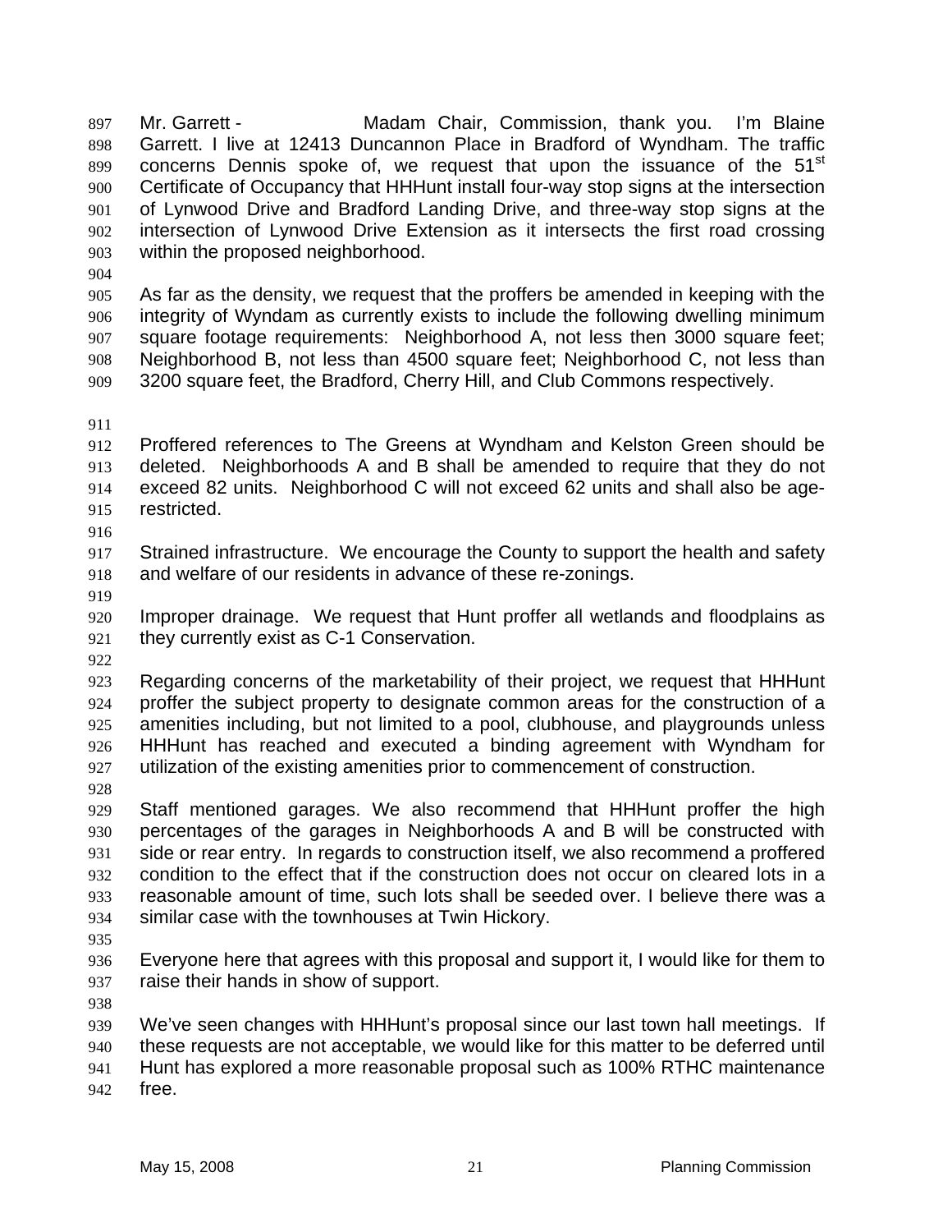Mr. Garrett - Madam Chair, Commission, thank you. I'm Blaine Garrett. I live at 12413 Duncannon Place in Bradford of Wyndham. The traffic concerns Dennis spoke of, we request that upon the issuance of the 51st Certificate of Occupancy that HHHunt install four-way stop signs at the intersection of Lynwood Drive and Bradford Landing Drive, and three-way stop signs at the intersection of Lynwood Drive Extension as it intersects the first road crossing within the proposed neighborhood.

As far as the density, we request that the proffers be amended in keeping with the integrity of Wyndam as currently exists to include the following dwelling minimum square footage requirements: Neighborhood A, not less then 3000 square feet; Neighborhood B, not less than 4500 square feet; Neighborhood C, not less than 3200 square feet, the Bradford, Cherry Hill, and Club Commons respectively.

Proffered references to The Greens at Wyndham and Kelston Green should be deleted. Neighborhoods A and B shall be amended to require that they do not exceed 82 units. Neighborhood C will not exceed 62 units and shall also be age-restricted.

Strained infrastructure. We encourage the County to support the health and safety and welfare of our residents in advance of these re-zonings.

Improper drainage. We request that Hunt proffer all wetlands and floodplains as they currently exist as C-1 Conservation.

Regarding concerns of the marketability of their project, we request that HHHunt proffer the subject property to designate common areas for the construction of a amenities including, but not limited to a pool, clubhouse, and playgrounds unless HHHunt has reached and executed a binding agreement with Wyndham for utilization of the existing amenities prior to commencement of construction.

Staff mentioned garages. We also recommend that HHHunt proffer the high percentages of the garages in Neighborhoods A and B will be constructed with side or rear entry. In regards to construction itself, we also recommend a proffered condition to the effect that if the construction does not occur on cleared lots in a reasonable amount of time, such lots shall be seeded over. I believe there was a similar case with the townhouses at Twin Hickory.

Everyone here that agrees with this proposal and support it, I would like for them to raise their hands in show of support.

We've seen changes with HHHunt's proposal since our last town hall meetings. If these requests are not acceptable, we would like for this matter to be deferred until Hunt has explored a more reasonable proposal such as 100% RTHC maintenance free.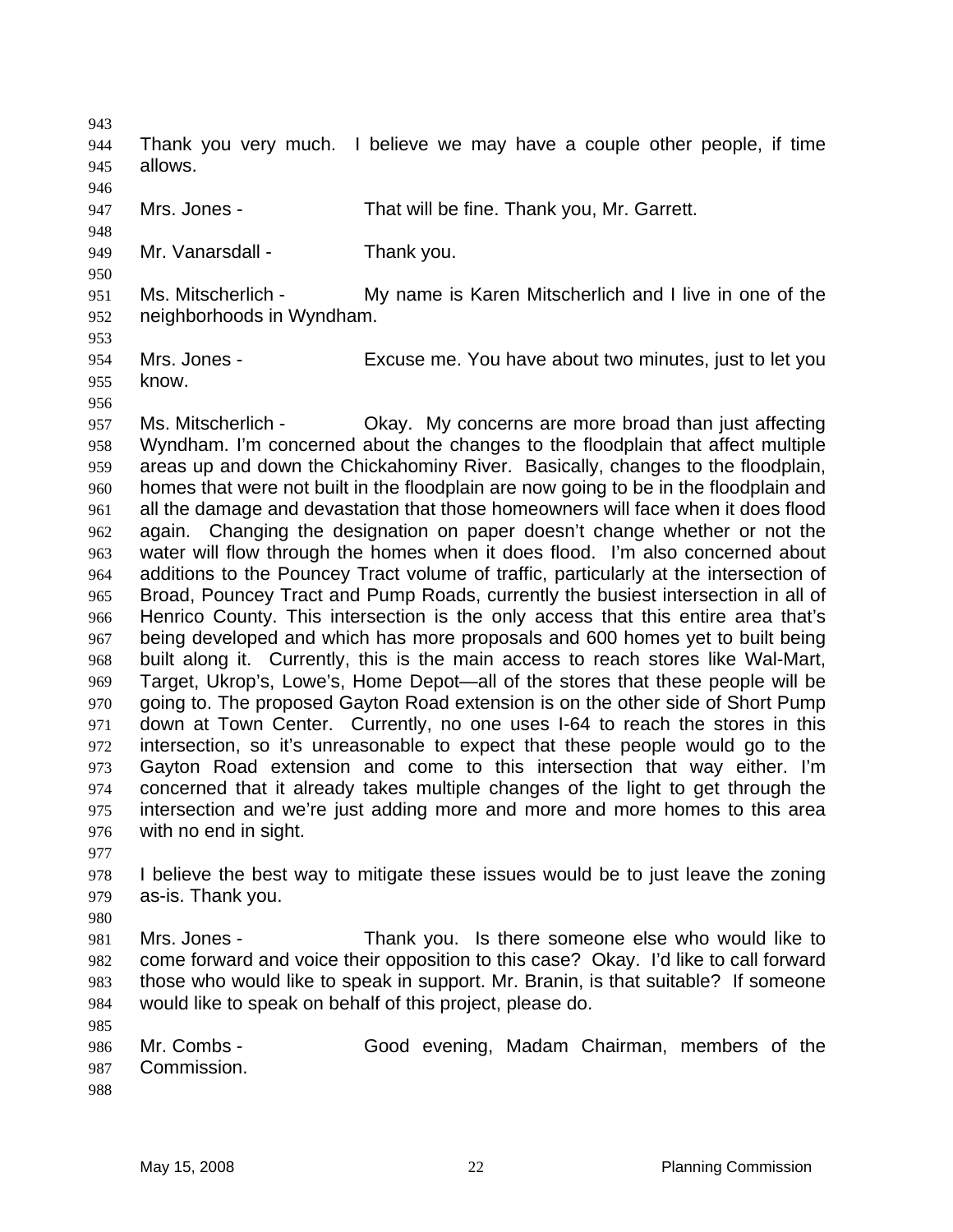Thank you very much. I believe we may have a couple other people, if time allows.

Mrs. Jones - That will be fine. Thank you, Mr. Garrett.

Mr. Vanarsdall - Thank you.

Ms. Mitscherlich - My name is Karen Mitscherlich and I live in one of the neighborhoods in Wyndham.

Mrs. Jones - Excuse me. You have about two minutes, just to let you know.

Ms. Mitscherlich - Okay. My concerns are more broad than just affecting Wyndham. I'm concerned about the changes to the floodplain that affect multiple areas up and down the Chickahominy River. Basically, changes to the floodplain, homes that were not built in the floodplain are now going to be in the floodplain and all the damage and devastation that those homeowners will face when it does flood again. Changing the designation on paper doesn't change whether or not the water will flow through the homes when it does flood. I'm also concerned about additions to the Pouncey Tract volume of traffic, particularly at the intersection of Broad, Pouncey Tract and Pump Roads, currently the busiest intersection in all of Henrico County. This intersection is the only access that this entire area that's being developed and which has more proposals and 600 homes yet to built being built along it. Currently, this is the main access to reach stores like Wal-Mart, Target, Ukrop's, Lowe's, Home Depot—all of the stores that these people will be going to. The proposed Gayton Road extension is on the other side of Short Pump down at Town Center. Currently, no one uses I-64 to reach the stores in this intersection, so it's unreasonable to expect that these people would go to the Gayton Road extension and come to this intersection that way either. I'm concerned that it already takes multiple changes of the light to get through the intersection and we're just adding more and more and more homes to this area with no end in sight.

I believe the best way to mitigate these issues would be to just leave the zoning as-is. Thank you.

Mrs. Jones - Thank you. Is there someone else who would like to come forward and voice their opposition to this case? Okay. I'd like to call forward those who would like to speak in support. Mr. Branin, is that suitable? If someone would like to speak on behalf of this project, please do.

Mr. Combs - Good evening, Madam Chairman, members of the Commission.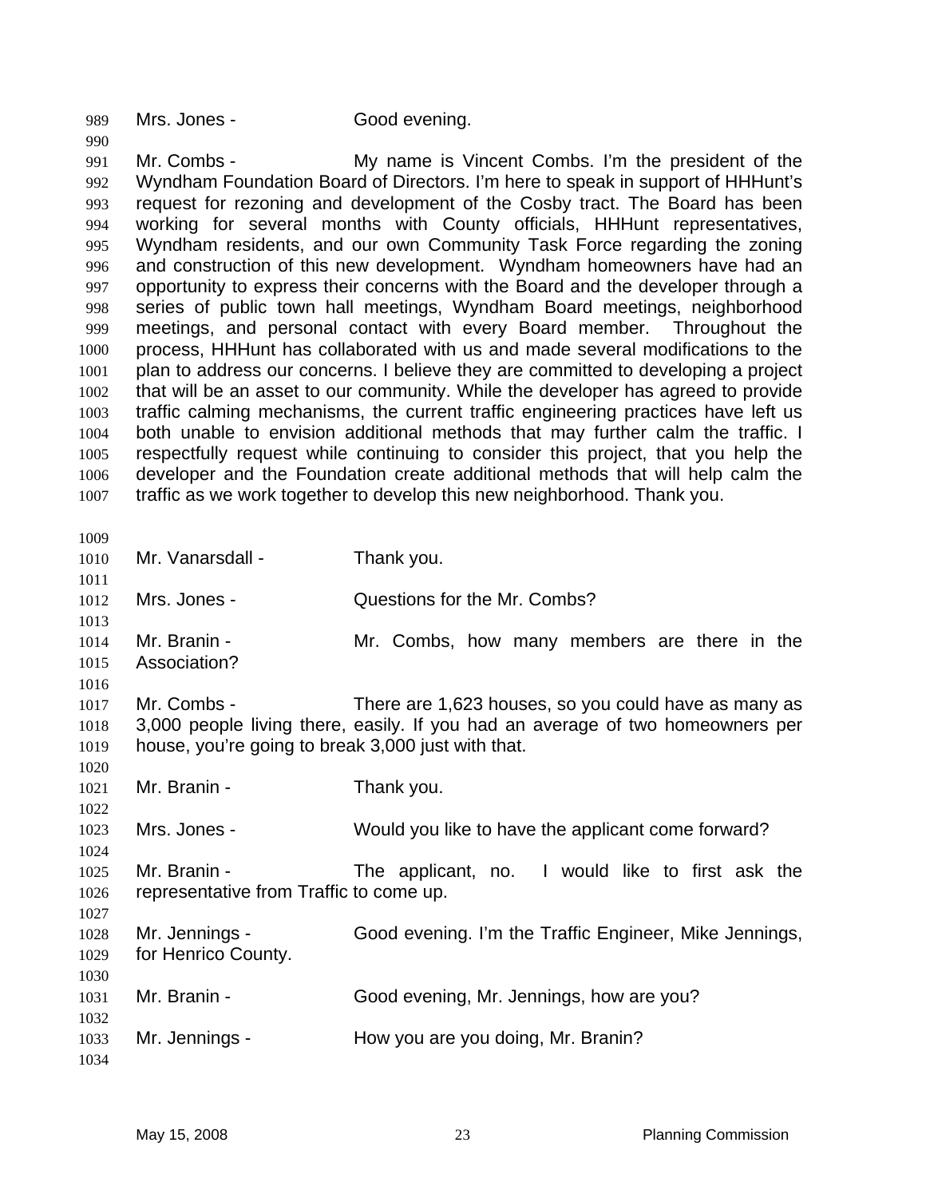Mrs. Jones - Good evening.

Mr. Combs - My name is Vincent Combs. I'm the president of the Wyndham Foundation Board of Directors. I'm here to speak in support of HHHunt's request for rezoning and development of the Cosby tract. The Board has been working for several months with County officials, HHHunt representatives, Wyndham residents, and our own Community Task Force regarding the zoning and construction of this new development. Wyndham homeowners have had an opportunity to express their concerns with the Board and the developer through a series of public town hall meetings, Wyndham Board meetings, neighborhood meetings, and personal contact with every Board member. Throughout the process, HHHunt has collaborated with us and made several modifications to the plan to address our concerns. I believe they are committed to developing a project that will be an asset to our community. While the developer has agreed to provide traffic calming mechanisms, the current traffic engineering practices have left us both unable to envision additional methods that may further calm the traffic. I respectfully request while continuing to consider this project, that you help the developer and the Foundation create additional methods that will help calm the traffic as we work together to develop this new neighborhood. Thank you.

Mr. Vanarsdall - Thank you.

Mrs. Jones - Questions for the Mr. Combs?

Mr. Branin - Mr. Combs, how many members are there in the Association?

Mr. Combs - There are 1,623 houses, so you could have as many as 3,000 people living there, easily. If you had an average of two homeowners per house, you're going to break 3,000 just with that.

Mr. Branin - Thank you.

Mrs. Jones - Would you like to have the applicant come forward?

Mr. Branin - The applicant, no. I would like to first ask the representative from Traffic to come up.

Mr. Jennings - Good evening. I'm the Traffic Engineer, Mike Jennings, for Henrico County.

Mr. Branin - Good evening, Mr. Jennings, how are you?

Mr. Jennings - How you are you doing, Mr. Branin?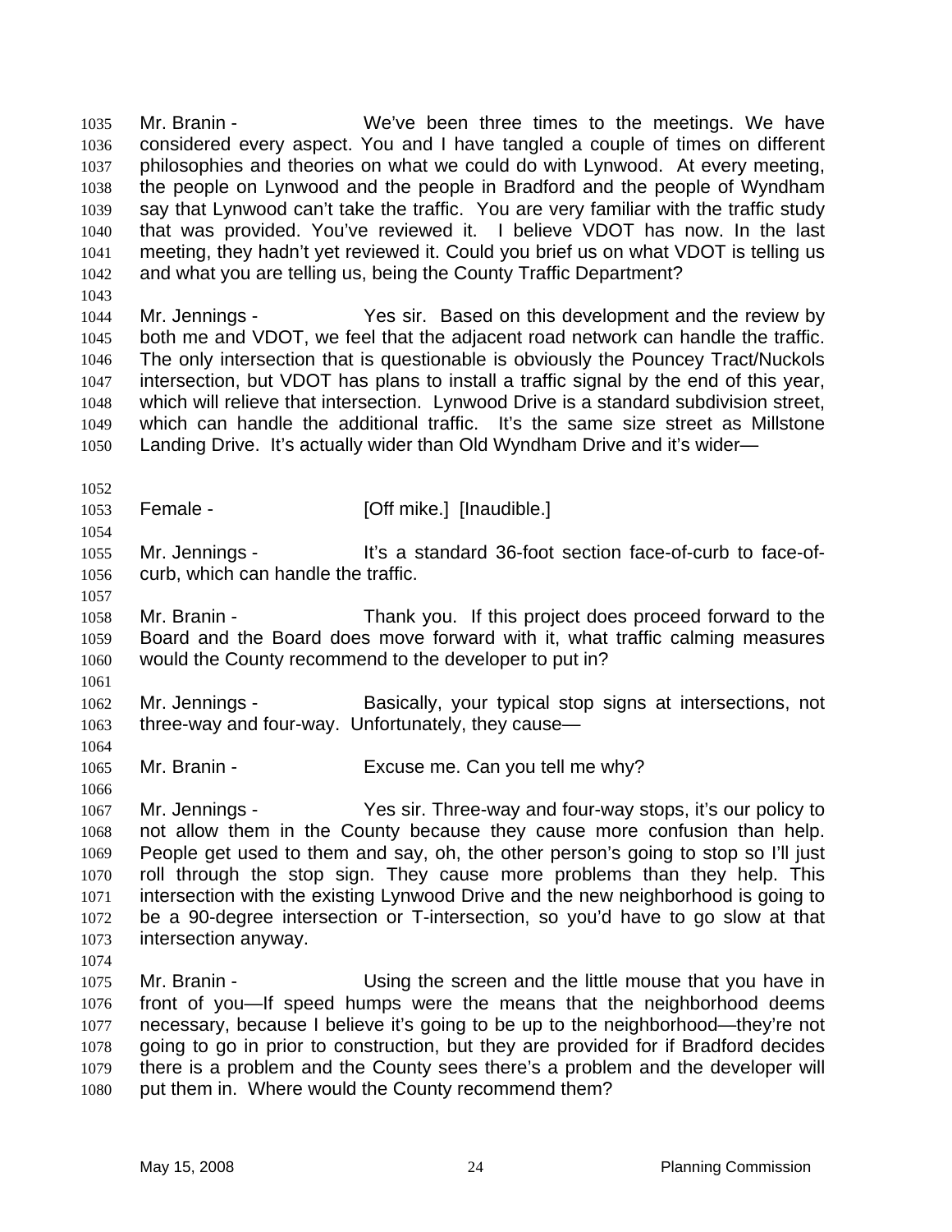Mr. Branin - We've been three times to the meetings. We have considered every aspect. You and I have tangled a couple of times on different philosophies and theories on what we could do with Lynwood. At every meeting, the people on Lynwood and the people in Bradford and the people of Wyndham say that Lynwood can't take the traffic. You are very familiar with the traffic study that was provided. You've reviewed it. I believe VDOT has now. In the last meeting, they hadn't yet reviewed it. Could you brief us on what VDOT is telling us and what you are telling us, being the County Traffic Department?

Mr. Jennings - Yes sir. Based on this development and the review by both me and VDOT, we feel that the adjacent road network can handle the traffic. The only intersection that is questionable is obviously the Pouncey Tract/Nuckols intersection, but VDOT has plans to install a traffic signal by the end of this year, which will relieve that intersection. Lynwood Drive is a standard subdivision street, which can handle the additional traffic. It's the same size street as Millstone Landing Drive. It's actually wider than Old Wyndham Drive and it's wider—

Female - [Off mike.] [Inaudible.]

Mr. Jennings - It's a standard 36-foot section face-of-curb to face-of-curb, which can handle the traffic.

Mr. Branin - Thank you. If this project does proceed forward to the Board and the Board does move forward with it, what traffic calming measures would the County recommend to the developer to put in?

Mr. Jennings - Basically, your typical stop signs at intersections, not three-way and four-way. Unfortunately, they cause—

Mr. Branin - Excuse me. Can you tell me why?

Mr. Jennings - Yes sir. Three-way and four-way stops, it's our policy to not allow them in the County because they cause more confusion than help. People get used to them and say, oh, the other person's going to stop so I'll just roll through the stop sign. They cause more problems than they help. This intersection with the existing Lynwood Drive and the new neighborhood is going to be a 90-degree intersection or T-intersection, so you'd have to go slow at that intersection anyway.

Mr. Branin - Using the screen and the little mouse that you have in front of you—If speed humps were the means that the neighborhood deems necessary, because I believe it's going to be up to the neighborhood—they're not going to go in prior to construction, but they are provided for if Bradford decides there is a problem and the County sees there's a problem and the developer will put them in. Where would the County recommend them?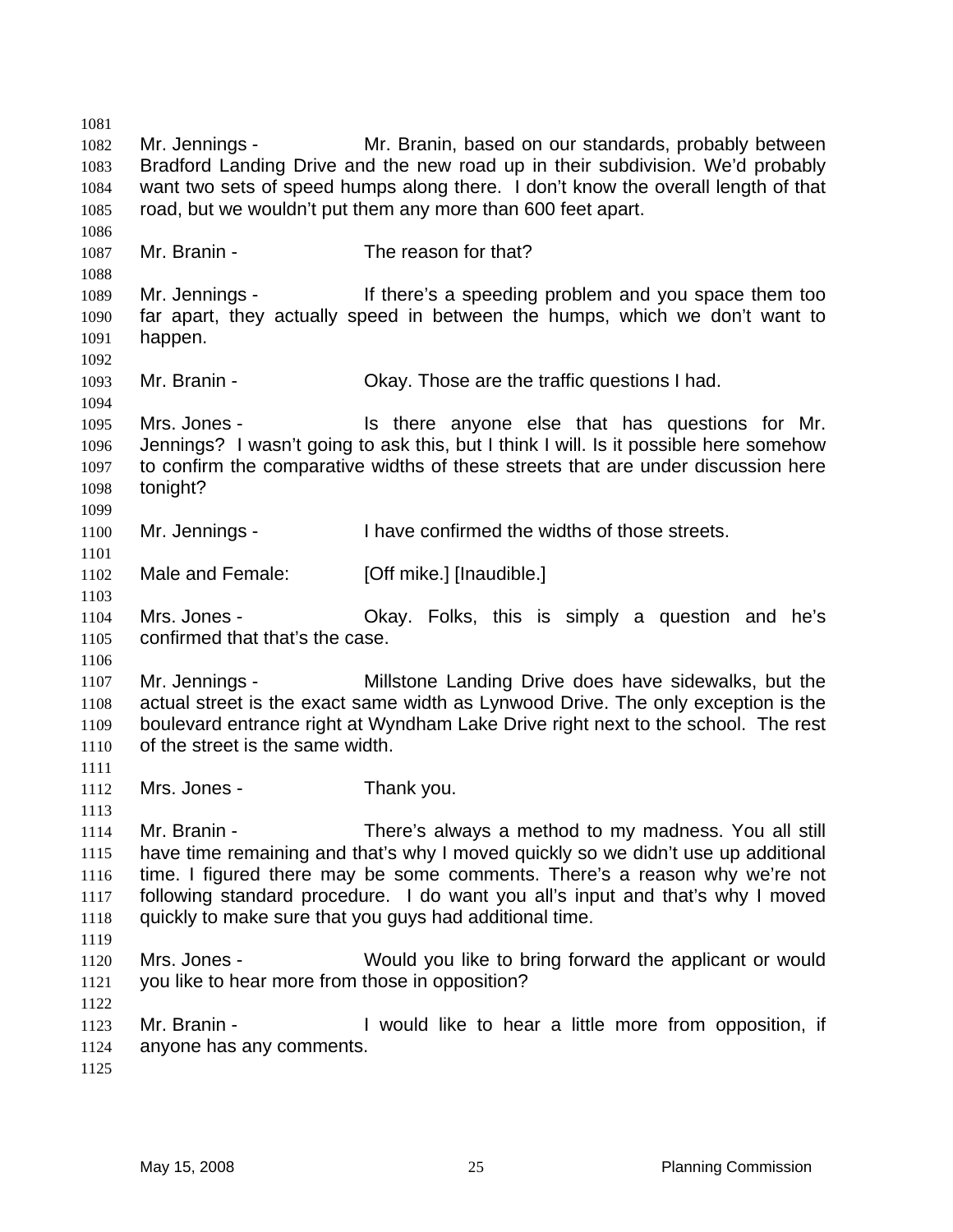Mr. Jennings - Mr. Branin, based on our standards, probably between Bradford Landing Drive and the new road up in their subdivision. We'd probably want two sets of speed humps along there. I don't know the overall length of that road, but we wouldn't put them any more than 600 feet apart.

Mr. Branin - The reason for that?

Mr. Jennings - If there's a speeding problem and you space them too far apart, they actually speed in between the humps, which we don't want to happen.

Mr. Branin - Okay. Those are the traffic questions I had.

Mrs. Jones - Is there anyone else that has questions for Mr. Jennings? I wasn't going to ask this, but I think I will. Is it possible here somehow to confirm the comparative widths of these streets that are under discussion here tonight?

Mr. Jennings - I have confirmed the widths of those streets.

Male and Female: [Off mike.] [Inaudible.]

Mrs. Jones - Okay. Folks, this is simply a question and he's confirmed that that's the case.

Mr. Jennings - Millstone Landing Drive does have sidewalks, but the actual street is the exact same width as Lynwood Drive. The only exception is the boulevard entrance right at Wyndham Lake Drive right next to the school. The rest of the street is the same width.

Mrs. Jones - Thank you.

Mr. Branin - There's always a method to my madness. You all still have time remaining and that's why I moved quickly so we didn't use up additional time. I figured there may be some comments. There's a reason why we're not following standard procedure. I do want you all's input and that's why I moved quickly to make sure that you guys had additional time.

Mrs. Jones - Would you like to bring forward the applicant or would you like to hear more from those in opposition?

Mr. Branin - I would like to hear a little more from opposition, if anyone has any comments.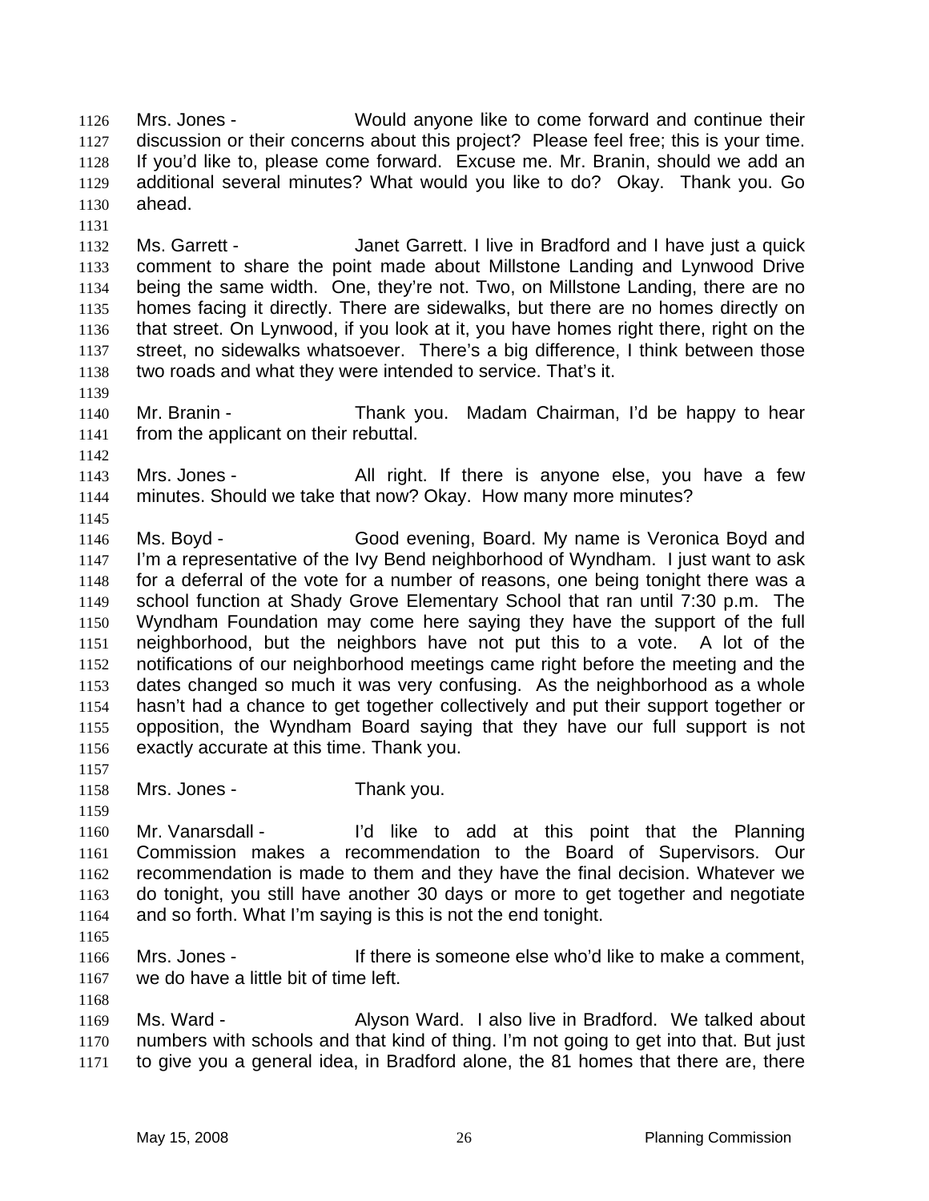Mrs. Jones - Would anyone like to come forward and continue their discussion or their concerns about this project? Please feel free; this is your time. If you'd like to, please come forward. Excuse me. Mr. Branin, should we add an additional several minutes? What would you like to do? Okay. Thank you. Go ahead.

Ms. Garrett - Janet Garrett. I live in Bradford and I have just a quick comment to share the point made about Millstone Landing and Lynwood Drive being the same width. One, they're not. Two, on Millstone Landing, there are no homes facing it directly. There are sidewalks, but there are no homes directly on that street. On Lynwood, if you look at it, you have homes right there, right on the street, no sidewalks whatsoever. There's a big difference, I think between those two roads and what they were intended to service. That's it.

Mr. Branin - Thank you. Madam Chairman, I'd be happy to hear from the applicant on their rebuttal.

Mrs. Jones - All right. If there is anyone else, you have a few minutes. Should we take that now? Okay. How many more minutes?

Ms. Boyd - Good evening, Board. My name is Veronica Boyd and I'm a representative of the Ivy Bend neighborhood of Wyndham. I just want to ask for a deferral of the vote for a number of reasons, one being tonight there was a school function at Shady Grove Elementary School that ran until 7:30 p.m. The Wyndham Foundation may come here saying they have the support of the full neighborhood, but the neighbors have not put this to a vote. A lot of the notifications of our neighborhood meetings came right before the meeting and the dates changed so much it was very confusing. As the neighborhood as a whole hasn't had a chance to get together collectively and put their support together or opposition, the Wyndham Board saying that they have our full support is not exactly accurate at this time. Thank you.

Mrs. Jones - Thank you.

Mr. Vanarsdall - I'd like to add at this point that the Planning Commission makes a recommendation to the Board of Supervisors. Our recommendation is made to them and they have the final decision. Whatever we do tonight, you still have another 30 days or more to get together and negotiate and so forth. What I'm saying is this is not the end tonight.

Mrs. Jones - If there is someone else who'd like to make a comment, we do have a little bit of time left.

Ms. Ward - Alyson Ward. I also live in Bradford. We talked about numbers with schools and that kind of thing. I'm not going to get into that. But just to give you a general idea, in Bradford alone, the 81 homes that there are, there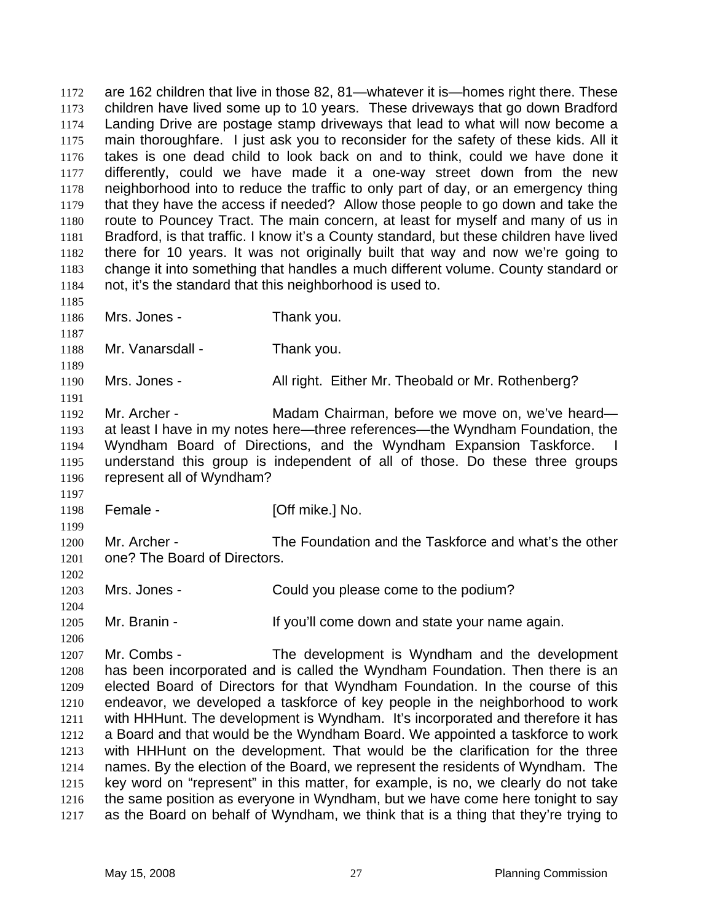1172 are 162 children that live in those 82, 81—whatever it is—homes right there. These
1173 children have lived some up to 10 years. These driveways that go down Bradford
1174 Landing Drive are postage stamp driveways that lead to what will now become a
1175 main thoroughfare. I just ask you to reconsider for the safety of these kids. All it
1176 takes is one dead child to look back on and to think, could we have done it
1177 differently, could we have made it a one-way street down from the new
1178 neighborhood into to reduce the traffic to only part of day, or an emergency thing
1179 that they have the access if needed? Allow those people to go down and take the
1180 route to Pouncey Tract. The main concern, at least for myself and many of us in
1181 Bradford, is that traffic. I know it's a County standard, but these children have lived
1182 there for 10 years. It was not originally built that way and now we're going to
1183 change it into something that handles a much different volume. County standard or
1184 not, it's the standard that this neighborhood is used to.
1185
1186 Mrs. Jones - Thank you.
1187
1188 Mr. Vanarsdall - Thank you.
1189
1190 Mrs. Jones - All right. Either Mr. Theobald or Mr. Rothenberg?
1191
1192 Mr. Archer - Madam Chairman, before we move on, we've heard—
1193 at least I have in my notes here—three references—the Wyndham Foundation, the
1194 Wyndham Board of Directions, and the Wyndham Expansion Taskforce. I
1195 understand this group is independent of all of those. Do these three groups
1196 represent all of Wyndham?
1197
1198 Female - [Off mike.] No.
1199
1200 Mr. Archer - The Foundation and the Taskforce and what's the other
1201 one? The Board of Directors.
1202
1203 Mrs. Jones - Could you please come to the podium?
1204
1205 Mr. Branin - If you'll come down and state your name again.
1206
1207 Mr. Combs - The development is Wyndham and the development
1208 has been incorporated and is called the Wyndham Foundation. Then there is an
1209 elected Board of Directors for that Wyndham Foundation. In the course of this
1210 endeavor, we developed a taskforce of key people in the neighborhood to work
1211 with HHHunt. The development is Wyndham. It's incorporated and therefore it has
1212 a Board and that would be the Wyndham Board. We appointed a taskforce to work
1213 with HHHunt on the development. That would be the clarification for the three
1214 names. By the election of the Board, we represent the residents of Wyndham. The
1215 key word on "represent" in this matter, for example, is no, we clearly do not take
1216 the same position as everyone in Wyndham, but we have come here tonight to say
1217 as the Board on behalf of Wyndham, we think that is a thing that they're trying to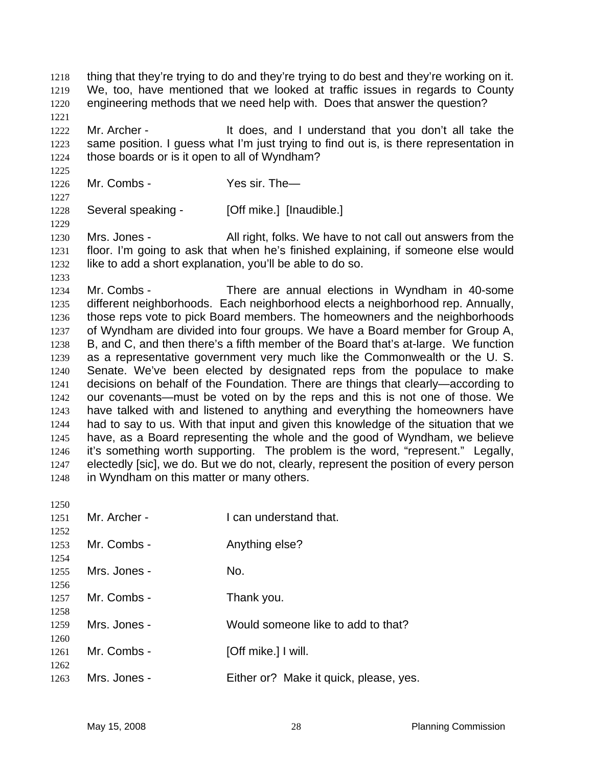thing that they're trying to do and they're trying to do best and they're working on it. We, too, have mentioned that we looked at traffic issues in regards to County engineering methods that we need help with. Does that answer the question?

Mr. Archer - It does, and I understand that you don't all take the same position. I guess what I'm just trying to find out is, is there representation in those boards or is it open to all of Wyndham?

Mr. Combs - Yes sir. The—

Several speaking - [Off mike.] [Inaudible.]

Mrs. Jones - All right, folks. We have to not call out answers from the floor. I'm going to ask that when he's finished explaining, if someone else would like to add a short explanation, you'll be able to do so.

Mr. Combs - There are annual elections in Wyndham in 40-some different neighborhoods. Each neighborhood elects a neighborhood rep. Annually, those reps vote to pick Board members. The homeowners and the neighborhoods of Wyndham are divided into four groups. We have a Board member for Group A, B, and C, and then there's a fifth member of the Board that's at-large. We function as a representative government very much like the Commonwealth or the U. S. Senate. We've been elected by designated reps from the populace to make decisions on behalf of the Foundation. There are things that clearly—according to our covenants—must be voted on by the reps and this is not one of those. We have talked with and listened to anything and everything the homeowners have had to say to us. With that input and given this knowledge of the situation that we have, as a Board representing the whole and the good of Wyndham, we believe it's something worth supporting. The problem is the word, "represent." Legally, electedly [sic], we do. But we do not, clearly, represent the position of every person in Wyndham on this matter or many others.

Mr. Archer - I can understand that.

Mr. Combs - Anything else?

Mrs. Jones - No.

Mr. Combs - Thank you.

Mrs. Jones - Would someone like to add to that?

Mr. Combs - [Off mike.] I will.

Mrs. Jones - Either or? Make it quick, please, yes.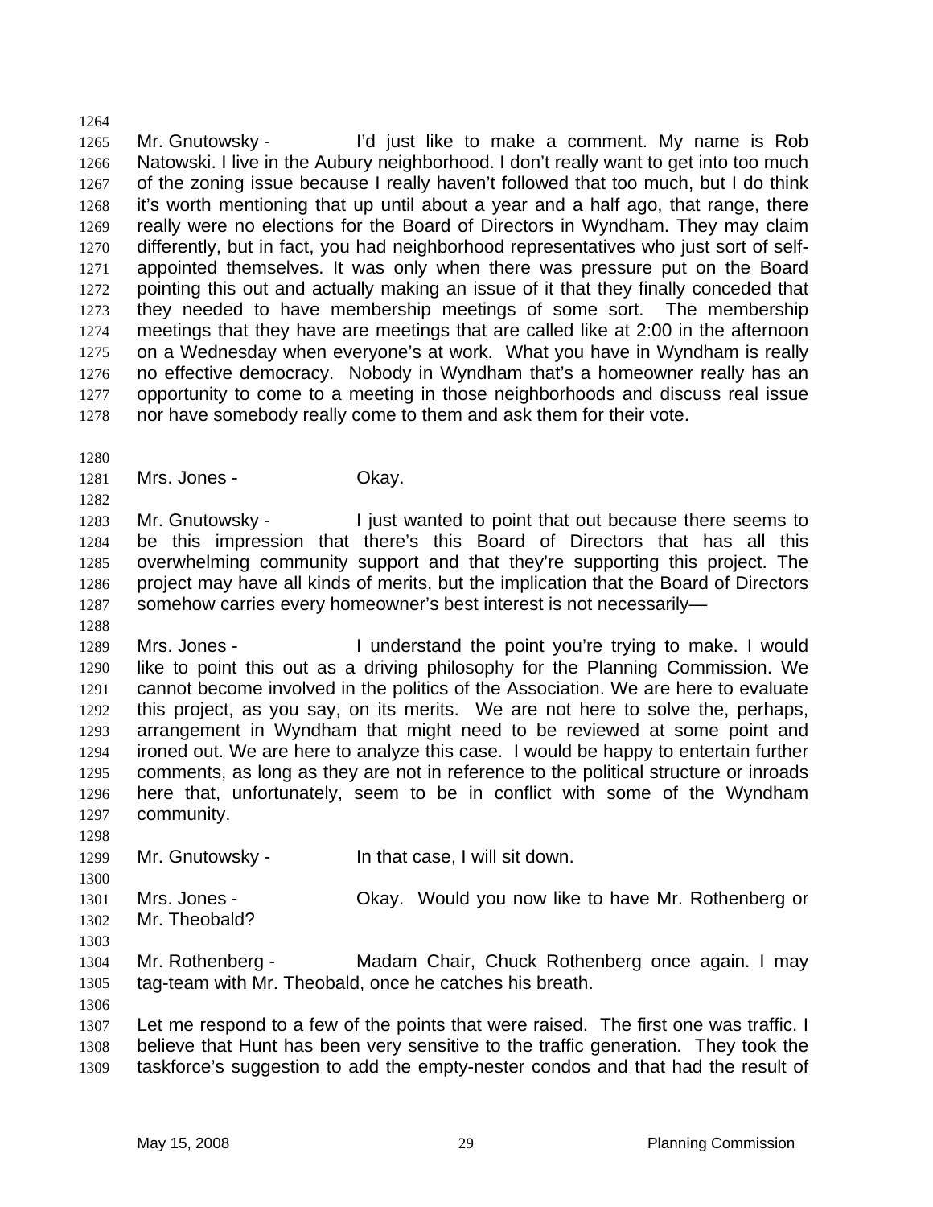Mr. Gnutowsky - I'd just like to make a comment. My name is Rob Natowski. I live in the Aubury neighborhood. I don't really want to get into too much of the zoning issue because I really haven't followed that too much, but I do think it's worth mentioning that up until about a year and a half ago, that range, there really were no elections for the Board of Directors in Wyndham. They may claim differently, but in fact, you had neighborhood representatives who just sort of self-appointed themselves. It was only when there was pressure put on the Board pointing this out and actually making an issue of it that they finally conceded that they needed to have membership meetings of some sort. The membership meetings that they have are meetings that are called like at 2:00 in the afternoon on a Wednesday when everyone's at work. What you have in Wyndham is really no effective democracy. Nobody in Wyndham that's a homeowner really has an opportunity to come to a meeting in those neighborhoods and discuss real issue nor have somebody really come to them and ask them for their vote.

Mrs. Jones - Okay.

Mr. Gnutowsky - I just wanted to point that out because there seems to be this impression that there's this Board of Directors that has all this overwhelming community support and that they're supporting this project. The project may have all kinds of merits, but the implication that the Board of Directors somehow carries every homeowner's best interest is not necessarily—

Mrs. Jones - I understand the point you're trying to make. I would like to point this out as a driving philosophy for the Planning Commission. We cannot become involved in the politics of the Association. We are here to evaluate this project, as you say, on its merits. We are not here to solve the, perhaps, arrangement in Wyndham that might need to be reviewed at some point and ironed out. We are here to analyze this case. I would be happy to entertain further comments, as long as they are not in reference to the political structure or inroads here that, unfortunately, seem to be in conflict with some of the Wyndham community.

Mr. Gnutowsky - In that case, I will sit down.

Mrs. Jones - Okay. Would you now like to have Mr. Rothenberg or Mr. Theobald?

Mr. Rothenberg - Madam Chair, Chuck Rothenberg once again. I may tag-team with Mr. Theobald, once he catches his breath.

Let me respond to a few of the points that were raised. The first one was traffic. I believe that Hunt has been very sensitive to the traffic generation. They took the taskforce's suggestion to add the empty-nester condos and that had the result of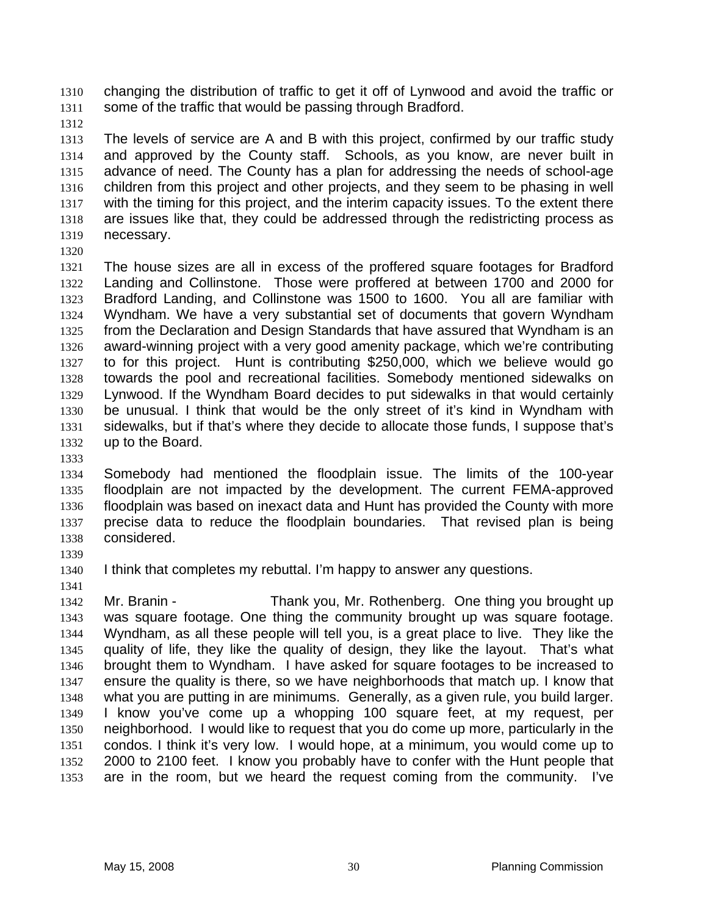changing the distribution of traffic to get it off of Lynwood and avoid the traffic or some of the traffic that would be passing through Bradford.

The levels of service are A and B with this project, confirmed by our traffic study and approved by the County staff. Schools, as you know, are never built in advance of need. The County has a plan for addressing the needs of school-age children from this project and other projects, and they seem to be phasing in well with the timing for this project, and the interim capacity issues. To the extent there are issues like that, they could be addressed through the redistricting process as necessary.

The house sizes are all in excess of the proffered square footages for Bradford Landing and Collinstone. Those were proffered at between 1700 and 2000 for Bradford Landing, and Collinstone was 1500 to 1600. You all are familiar with Wyndham. We have a very substantial set of documents that govern Wyndham from the Declaration and Design Standards that have assured that Wyndham is an award-winning project with a very good amenity package, which we're contributing to for this project. Hunt is contributing $250,000, which we believe would go towards the pool and recreational facilities. Somebody mentioned sidewalks on Lynwood. If the Wyndham Board decides to put sidewalks in that would certainly be unusual. I think that would be the only street of it's kind in Wyndham with sidewalks, but if that's where they decide to allocate those funds, I suppose that's up to the Board.

Somebody had mentioned the floodplain issue. The limits of the 100-year floodplain are not impacted by the development. The current FEMA-approved floodplain was based on inexact data and Hunt has provided the County with more precise data to reduce the floodplain boundaries. That revised plan is being considered.

I think that completes my rebuttal. I'm happy to answer any questions.

Mr. Branin - Thank you, Mr. Rothenberg. One thing you brought up was square footage. One thing the community brought up was square footage. Wyndham, as all these people will tell you, is a great place to live. They like the quality of life, they like the quality of design, they like the layout. That's what brought them to Wyndham. I have asked for square footages to be increased to ensure the quality is there, so we have neighborhoods that match up. I know that what you are putting in are minimums. Generally, as a given rule, you build larger. I know you've come up a whopping 100 square feet, at my request, per neighborhood. I would like to request that you do come up more, particularly in the condos. I think it's very low. I would hope, at a minimum, you would come up to 2000 to 2100 feet. I know you probably have to confer with the Hunt people that are in the room, but we heard the request coming from the community. I've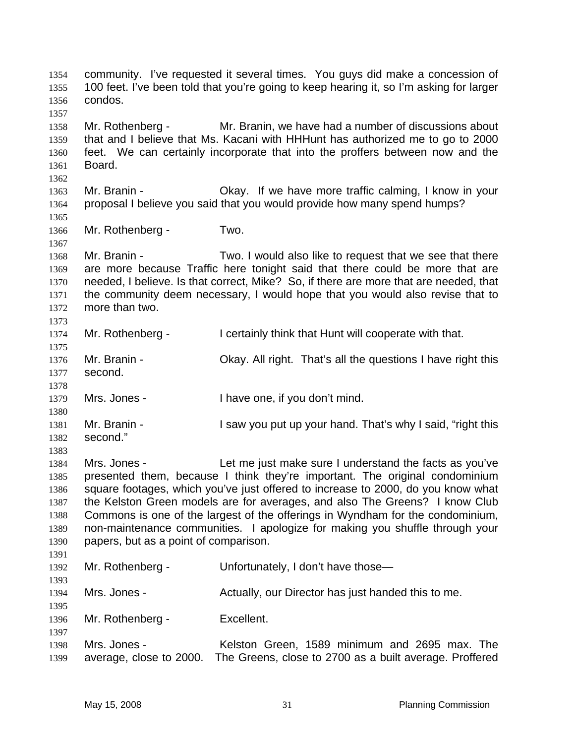community. I've requested it several times. You guys did make a concession of 100 feet. I've been told that you're going to keep hearing it, so I'm asking for larger condos.

Mr. Rothenberg - Mr. Branin, we have had a number of discussions about that and I believe that Ms. Kacani with HHHunt has authorized me to go to 2000 feet. We can certainly incorporate that into the proffers between now and the Board.

Mr. Branin - Okay. If we have more traffic calming, I know in your proposal I believe you said that you would provide how many spend humps?

Mr. Rothenberg - Two.

Mr. Branin - Two. I would also like to request that we see that there are more because Traffic here tonight said that there could be more that are needed, I believe. Is that correct, Mike? So, if there are more that are needed, that the community deem necessary, I would hope that you would also revise that to more than two.

Mr. Rothenberg - I certainly think that Hunt will cooperate with that.

Mr. Branin - Okay. All right. That's all the questions I have right this second.

Mrs. Jones - I have one, if you don't mind.

Mr. Branin - I saw you put up your hand. That's why I said, "right this second."

Mrs. Jones - Let me just make sure I understand the facts as you've presented them, because I think they're important. The original condominium square footages, which you've just offered to increase to 2000, do you know what the Kelston Green models are for averages, and also The Greens? I know Club Commons is one of the largest of the offerings in Wyndham for the condominium, non-maintenance communities. I apologize for making you shuffle through your papers, but as a point of comparison.

Mr. Rothenberg - Unfortunately, I don't have those—

Mrs. Jones - Actually, our Director has just handed this to me.

Mr. Rothenberg - Excellent.

Mrs. Jones - Kelston Green, 1589 minimum and 2695 max. The average, close to 2000. The Greens, close to 2700 as a built average. Proffered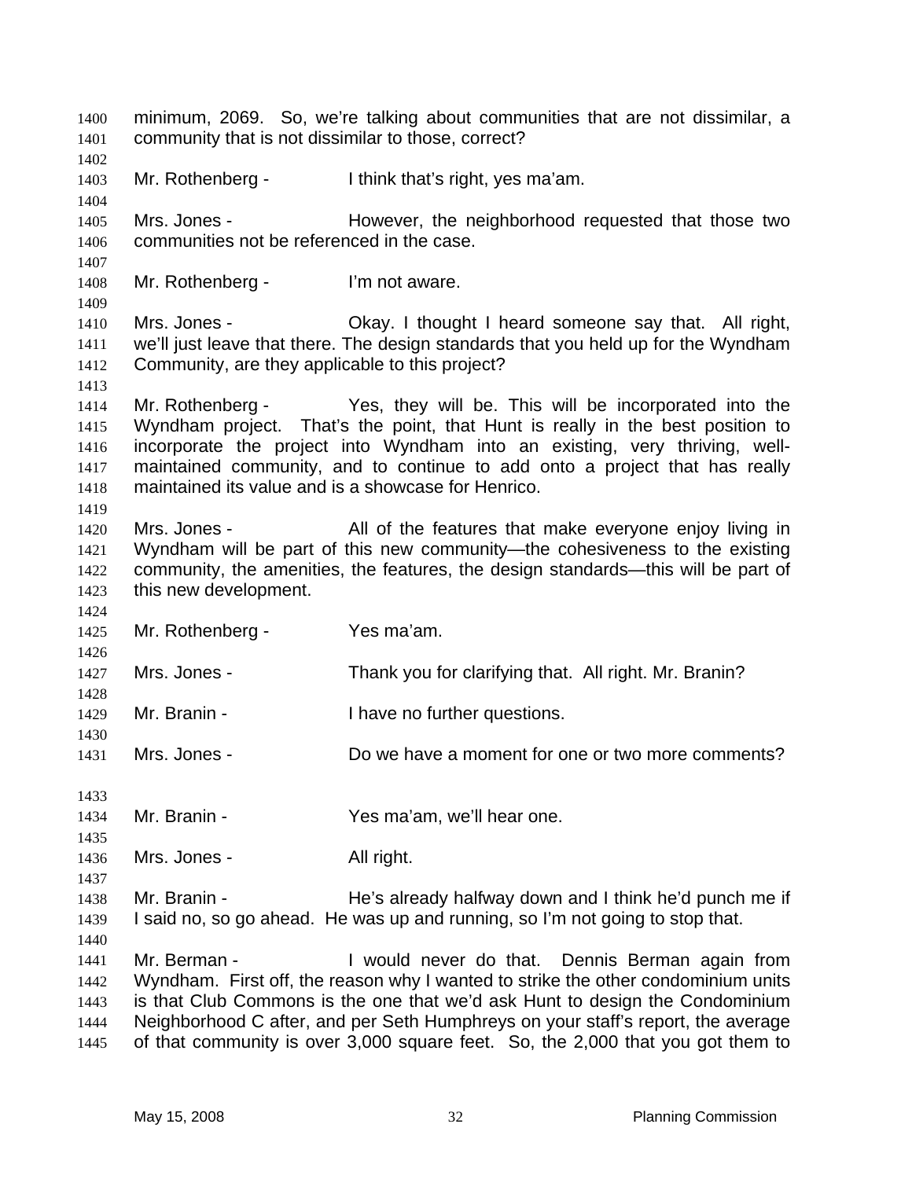minimum, 2069. So, we're talking about communities that are not dissimilar, a community that is not dissimilar to those, correct?

Mr. Rothenberg - I think that's right, yes ma'am.

Mrs. Jones - However, the neighborhood requested that those two communities not be referenced in the case.

Mr. Rothenberg - I'm not aware.

Mrs. Jones - Okay. I thought I heard someone say that. All right, we'll just leave that there. The design standards that you held up for the Wyndham Community, are they applicable to this project?

Mr. Rothenberg - Yes, they will be. This will be incorporated into the Wyndham project. That's the point, that Hunt is really in the best position to incorporate the project into Wyndham into an existing, very thriving, well-maintained community, and to continue to add onto a project that has really maintained its value and is a showcase for Henrico.

Mrs. Jones - All of the features that make everyone enjoy living in Wyndham will be part of this new community—the cohesiveness to the existing community, the amenities, the features, the design standards—this will be part of this new development.

Mr. Rothenberg - Yes ma'am.

Mrs. Jones - Thank you for clarifying that. All right. Mr. Branin?

Mr. Branin - I have no further questions.

Mrs. Jones - Do we have a moment for one or two more comments?

Mr. Branin - Yes ma'am, we'll hear one.

Mrs. Jones - All right.

Mr. Branin - He's already halfway down and I think he'd punch me if I said no, so go ahead. He was up and running, so I'm not going to stop that.

Mr. Berman - I would never do that. Dennis Berman again from Wyndham. First off, the reason why I wanted to strike the other condominium units is that Club Commons is the one that we'd ask Hunt to design the Condominium Neighborhood C after, and per Seth Humphreys on your staff's report, the average of that community is over 3,000 square feet. So, the 2,000 that you got them to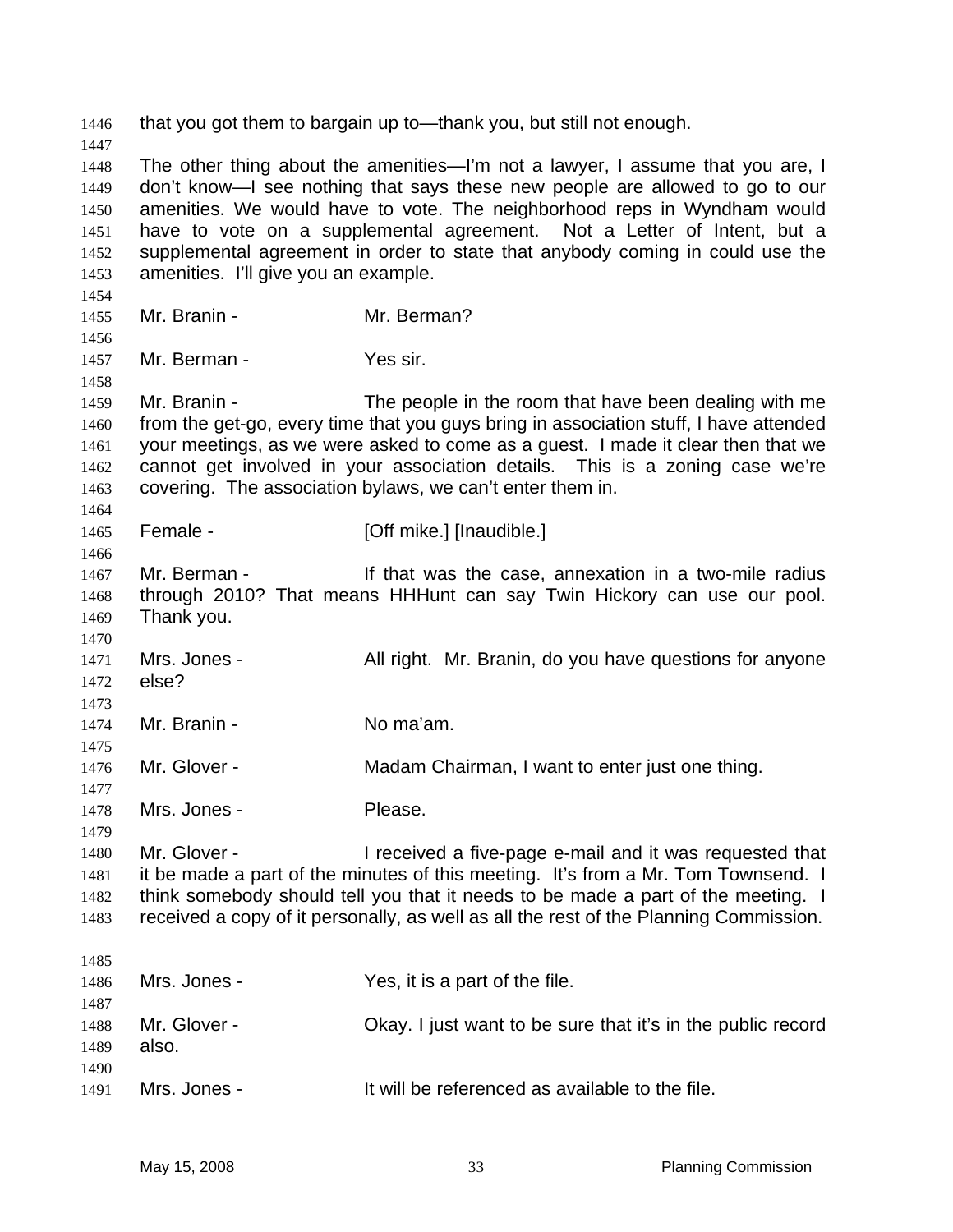that you got them to bargain up to—thank you, but still not enough.

The other thing about the amenities—I'm not a lawyer, I assume that you are, I don't know—I see nothing that says these new people are allowed to go to our amenities. We would have to vote. The neighborhood reps in Wyndham would have to vote on a supplemental agreement. Not a Letter of Intent, but a supplemental agreement in order to state that anybody coming in could use the amenities. I'll give you an example.

Mr. Branin - Mr. Berman?

Mr. Berman - Yes sir.

Mr. Branin - The people in the room that have been dealing with me from the get-go, every time that you guys bring in association stuff, I have attended your meetings, as we were asked to come as a guest. I made it clear then that we cannot get involved in your association details. This is a zoning case we're covering. The association bylaws, we can't enter them in.

Female - [Off mike.] [Inaudible.]

Mr. Berman - If that was the case, annexation in a two-mile radius through 2010? That means HHHunt can say Twin Hickory can use our pool. Thank you.

Mrs. Jones - All right. Mr. Branin, do you have questions for anyone else?

Mr. Branin - No ma'am.

Mr. Glover - Madam Chairman, I want to enter just one thing.

Mrs. Jones - Please.

Mr. Glover - I received a five-page e-mail and it was requested that it be made a part of the minutes of this meeting. It's from a Mr. Tom Townsend. I think somebody should tell you that it needs to be made a part of the meeting. I received a copy of it personally, as well as all the rest of the Planning Commission.

Mrs. Jones - Yes, it is a part of the file.

Mr. Glover - Okay. I just want to be sure that it's in the public record also.

Mrs. Jones - It will be referenced as available to the file.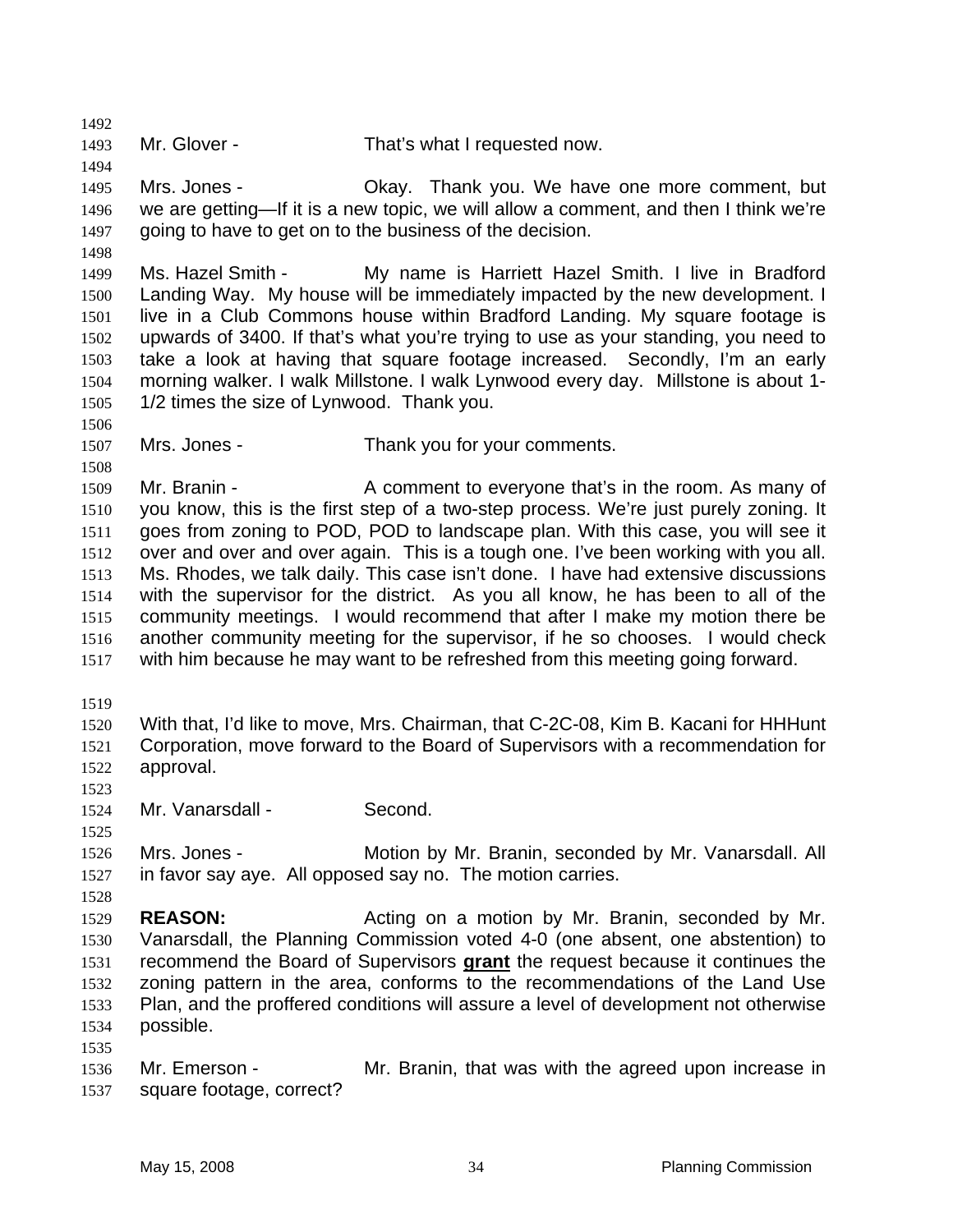Mr. Glover - That's what I requested now.

Mrs. Jones - Okay. Thank you. We have one more comment, but we are getting—If it is a new topic, we will allow a comment, and then I think we're going to have to get on to the business of the decision.

Ms. Hazel Smith - My name is Harriett Hazel Smith. I live in Bradford Landing Way. My house will be immediately impacted by the new development. I live in a Club Commons house within Bradford Landing. My square footage is upwards of 3400. If that's what you're trying to use as your standing, you need to take a look at having that square footage increased. Secondly, I'm an early morning walker. I walk Millstone. I walk Lynwood every day. Millstone is about 1-1/2 times the size of Lynwood. Thank you.

Mrs. Jones - Thank you for your comments.

Mr. Branin - A comment to everyone that's in the room. As many of you know, this is the first step of a two-step process. We're just purely zoning. It goes from zoning to POD, POD to landscape plan. With this case, you will see it over and over and over again. This is a tough one. I've been working with you all. Ms. Rhodes, we talk daily. This case isn't done. I have had extensive discussions with the supervisor for the district. As you all know, he has been to all of the community meetings. I would recommend that after I make my motion there be another community meeting for the supervisor, if he so chooses. I would check with him because he may want to be refreshed from this meeting going forward.

With that, I'd like to move, Mrs. Chairman, that C-2C-08, Kim B. Kacani for HHHunt Corporation, move forward to the Board of Supervisors with a recommendation for approval.

Mr. Vanarsdall - Second.

Mrs. Jones - Motion by Mr. Branin, seconded by Mr. Vanarsdall. All in favor say aye. All opposed say no. The motion carries.

**REASON:** Acting on a motion by Mr. Branin, seconded by Mr. Vanarsdall, the Planning Commission voted 4-0 (one absent, one abstention) to recommend the Board of Supervisors **grant** the request because it continues the zoning pattern in the area, conforms to the recommendations of the Land Use Plan, and the proffered conditions will assure a level of development not otherwise possible.

Mr. Emerson - Mr. Branin, that was with the agreed upon increase in square footage, correct?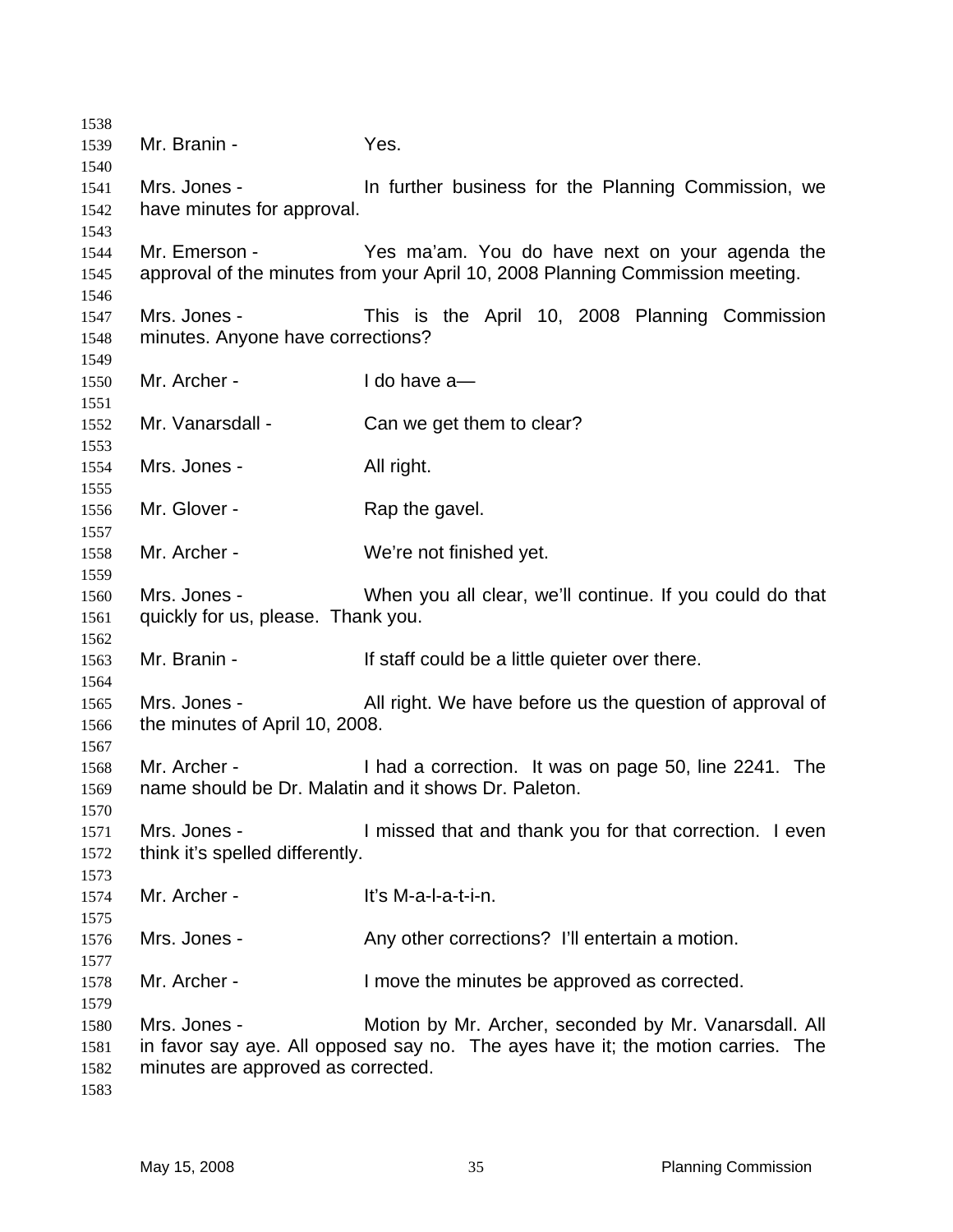Mr. Branin - Yes.

Mrs. Jones - In further business for the Planning Commission, we have minutes for approval.

Mr. Emerson - Yes ma'am. You do have next on your agenda the approval of the minutes from your April 10, 2008 Planning Commission meeting.

Mrs. Jones - This is the April 10, 2008 Planning Commission minutes. Anyone have corrections?

Mr. Archer - I do have a—

Mr. Vanarsdall - Can we get them to clear?

Mrs. Jones - All right.

Mr. Glover - Rap the gavel.

Mr. Archer - We're not finished yet.

Mrs. Jones - When you all clear, we'll continue. If you could do that quickly for us, please. Thank you.

Mr. Branin - If staff could be a little quieter over there.

Mrs. Jones - All right. We have before us the question of approval of the minutes of April 10, 2008.

Mr. Archer - I had a correction. It was on page 50, line 2241. The name should be Dr. Malatin and it shows Dr. Paleton.

Mrs. Jones - I missed that and thank you for that correction. I even think it's spelled differently.

Mr. Archer - It's M-a-l-a-t-i-n.

Mrs. Jones - Any other corrections? I'll entertain a motion.

Mr. Archer - I move the minutes be approved as corrected.

Mrs. Jones - Motion by Mr. Archer, seconded by Mr. Vanarsdall. All in favor say aye. All opposed say no. The ayes have it; the motion carries. The minutes are approved as corrected.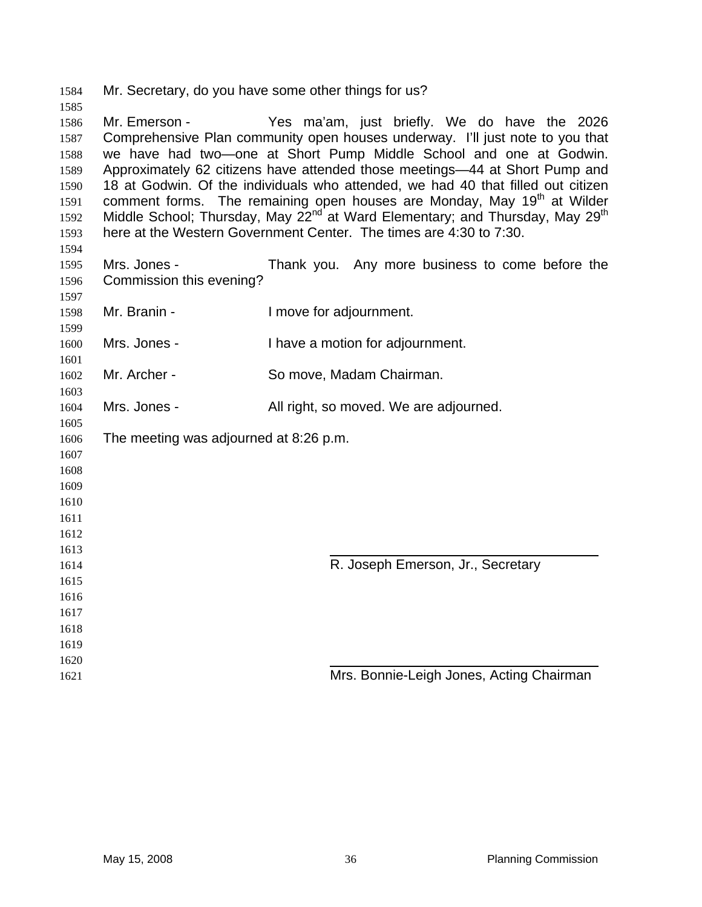Mr. Secretary, do you have some other things for us?

Mr. Emerson - Yes ma'am, just briefly. We do have the 2026 Comprehensive Plan community open houses underway. I'll just note to you that we have had two—one at Short Pump Middle School and one at Godwin. Approximately 62 citizens have attended those meetings—44 at Short Pump and 18 at Godwin. Of the individuals who attended, we had 40 that filled out citizen comment forms. The remaining open houses are Monday, May 19th at Wilder Middle School; Thursday, May 22nd at Ward Elementary; and Thursday, May 29th here at the Western Government Center. The times are 4:30 to 7:30.

Mrs. Jones - Thank you. Any more business to come before the Commission this evening?

Mr. Branin - I move for adjournment.

Mrs. Jones - I have a motion for adjournment.

Mr. Archer - So move, Madam Chairman.

Mrs. Jones - All right, so moved. We are adjourned.

The meeting was adjourned at 8:26 p.m.

R. Joseph Emerson, Jr., Secretary

Mrs. Bonnie-Leigh Jones, Acting Chairman